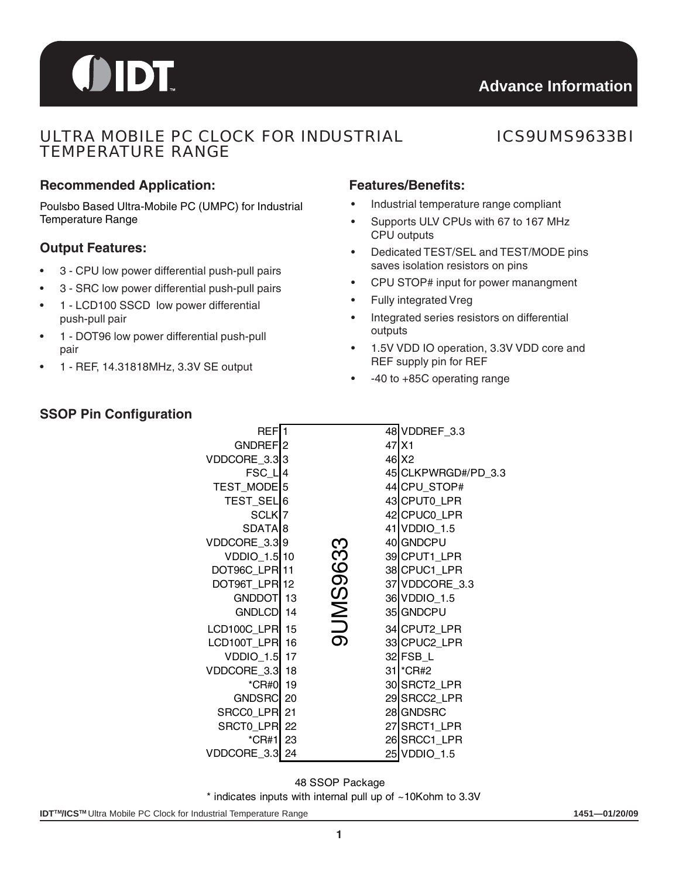**Advance Information**

# ULTRA MOBILE PC CLOCK FOR INDUSTRIAL TEMPERATURE RANGE

# ICS9UMS9633BI

## Recommended Application:

Poulsbo Based Ultra-Mobile PC (UMPC) for Industrial Temperature Range

## Output Features:

- 3 - CPU low power differential push-pull pairs
- 3 - SRC low power differential push-pull pairs
- 1 - LCD100 SSCD low power differential push-pull pair
- 1 - DOT96 low power differential push-pull pair
- 1 - REF, 14.31818MHz, 3.3V SE output

## Features/Benefits:

- Industrial temperature range compliant
- Supports ULV CPUs with 67 to 167 MHz CPU outputs
- Dedicated TEST/SEL and TEST/MODE pins saves isolation resistors on pins
- CPU STOP# input for power manangment
- Fully integrated Vreg
- Integrated series resistors on differential outputs
- 1.5V VDD IO operation, 3.3V VDD core and REF supply pin for REF
- -40 to +85C operating range

## SSOP Pin Configuration

| Pin Name | Pin | 9UMS9633 | Pin | Pin Name |
|---|---|---|---|---|
| REF | 1 | | 48 | VDDREF_3.3 |
| GNDREF | 2 | | 47 | X1 |
| VDDCORE_3.3 | 3 | | 46 | X2 |
| FSC_L | 4 | | 45 | CLKPWRGD#/PD_3.3 |
| TEST_MODE | 5 | | 44 | CPU_STOP# |
| TEST_SEL | 6 | | 43 | CPUT0_LPR |
| SCLK | 7 | | 42 | CPUC0_LPR |
| SDATA | 8 | | 41 | VDDIO_1.5 |
| VDDCORE_3.3 | 9 | | 40 | GNDCPU |
| VDDIO_1.5 | 10 | | 39 | CPUT1_LPR |
| DOT96C_LPR | 11 | | 38 | CPUC1_LPR |
| DOT96T_LPR | 12 | | 37 | VDDCORE_3.3 |
| GNDDOT | 13 | | 36 | VDDIO_1.5 |
| GNDLCD | 14 | | 35 | GNDCPU |
| LCD100C_LPR | 15 | | 34 | CPUT2_LPR |
| LCD100T_LPR | 16 | | 33 | CPUC2_LPR |
| VDDIO_1.5 | 17 | | 32 | FSB_L |
| VDDCORE_3.3 | 18 | | 31 | *CR#2 |
| *CR#0 | 19 | | 30 | SRCT2_LPR |
| GNDSRC | 20 | | 29 | SRCC2_LPR |
| SRCC0_LPR | 21 | | 28 | GNDSRC |
| SRCT0_LPR | 22 | | 27 | SRCT1_LPR |
| *CR#1 | 23 | | 26 | SRCC1_LPR |
| VDDCORE_3.3 | 24 | | 25 | VDDIO_1.5 |

48 SSOP Package

* indicates inputs with internal pull up of ~10Kohm to 3.3V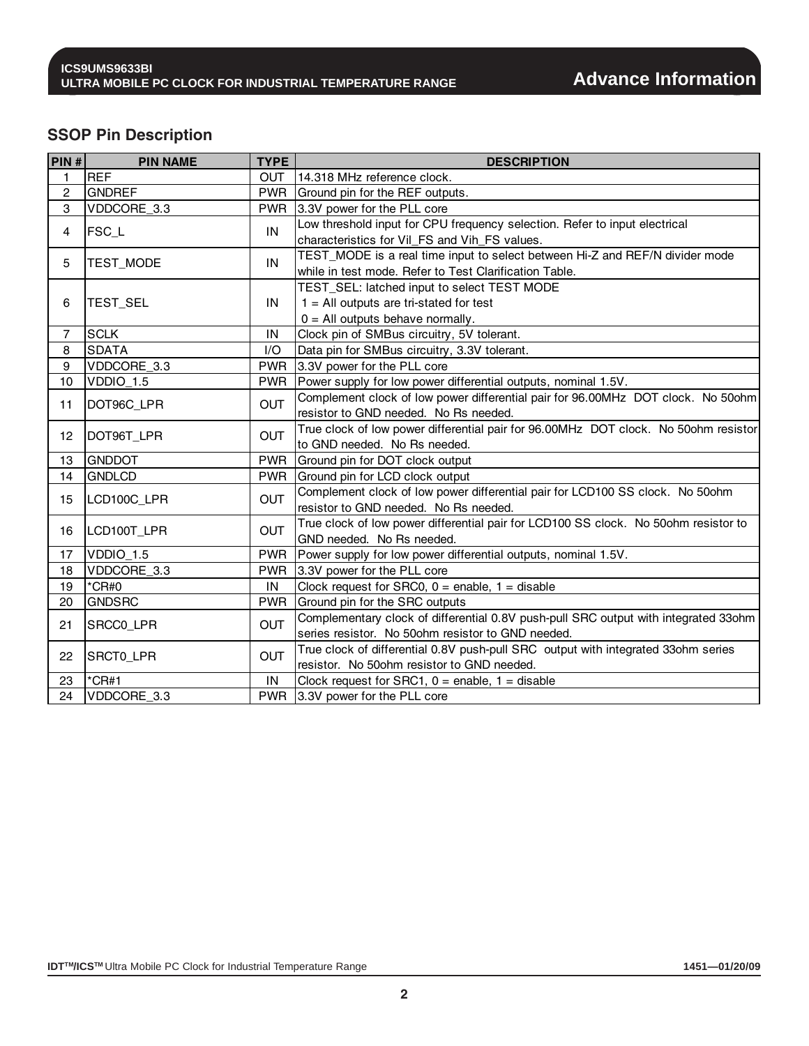## SSOP Pin Description

| PIN # | PIN NAME | TYPE | DESCRIPTION |
|---|---|---|---|
| 1 | REF | OUT | 14.318 MHz reference clock. |
| 2 | GNDREF | PWR | Ground pin for the REF outputs. |
| 3 | VDDCORE_3.3 | PWR | 3.3V power for the PLL core |
| 4 | FSC_L | IN | Low threshold input for CPU frequency selection. Refer to input electrical characteristics for Vil_FS and Vih_FS values. |
| 5 | TEST_MODE | IN | TEST_MODE is a real time input to select between Hi-Z and REF/N divider mode while in test mode. Refer to Test Clarification Table. |
| 6 | TEST_SEL | IN | TEST_SEL: latched input to select TEST MODE<br>1 = All outputs are tri-stated for test<br>0 = All outputs behave normally. |
| 7 | SCLK | IN | Clock pin of SMBus circuitry, 5V tolerant. |
| 8 | SDATA | I/O | Data pin for SMBus circuitry, 3.3V tolerant. |
| 9 | VDDCORE_3.3 | PWR | 3.3V power for the PLL core |
| 10 | VDDIO_1.5 | PWR | Power supply for low power differential outputs, nominal 1.5V. |
| 11 | DOT96C_LPR | OUT | Complement clock of low power differential pair for 96.00MHz DOT clock. No 50ohm resistor to GND needed. No Rs needed. |
| 12 | DOT96T_LPR | OUT | True clock of low power differential pair for 96.00MHz DOT clock. No 50ohm resistor to GND needed. No Rs needed. |
| 13 | GNDDOT | PWR | Ground pin for DOT clock output |
| 14 | GNDLCD | PWR | Ground pin for LCD clock output |
| 15 | LCD100C_LPR | OUT | Complement clock of low power differential pair for LCD100 SS clock. No 50ohm resistor to GND needed. No Rs needed. |
| 16 | LCD100T_LPR | OUT | True clock of low power differential pair for LCD100 SS clock. No 50ohm resistor to GND needed. No Rs needed. |
| 17 | VDDIO_1.5 | PWR | Power supply for low power differential outputs, nominal 1.5V. |
| 18 | VDDCORE_3.3 | PWR | 3.3V power for the PLL core |
| 19 | *CR#0 | IN | Clock request for SRC0, 0 = enable, 1 = disable |
| 20 | GNDSRC | PWR | Ground pin for the SRC outputs |
| 21 | SRCC0_LPR | OUT | Complementary clock of differential 0.8V push-pull SRC output with integrated 33ohm series resistor. No 50ohm resistor to GND needed. |
| 22 | SRCT0_LPR | OUT | True clock of differential 0.8V push-pull SRC output with integrated 33ohm series resistor. No 50ohm resistor to GND needed. |
| 23 | *CR#1 | IN | Clock request for SRC1, 0 = enable, 1 = disable |
| 24 | VDDCORE_3.3 | PWR | 3.3V power for the PLL core |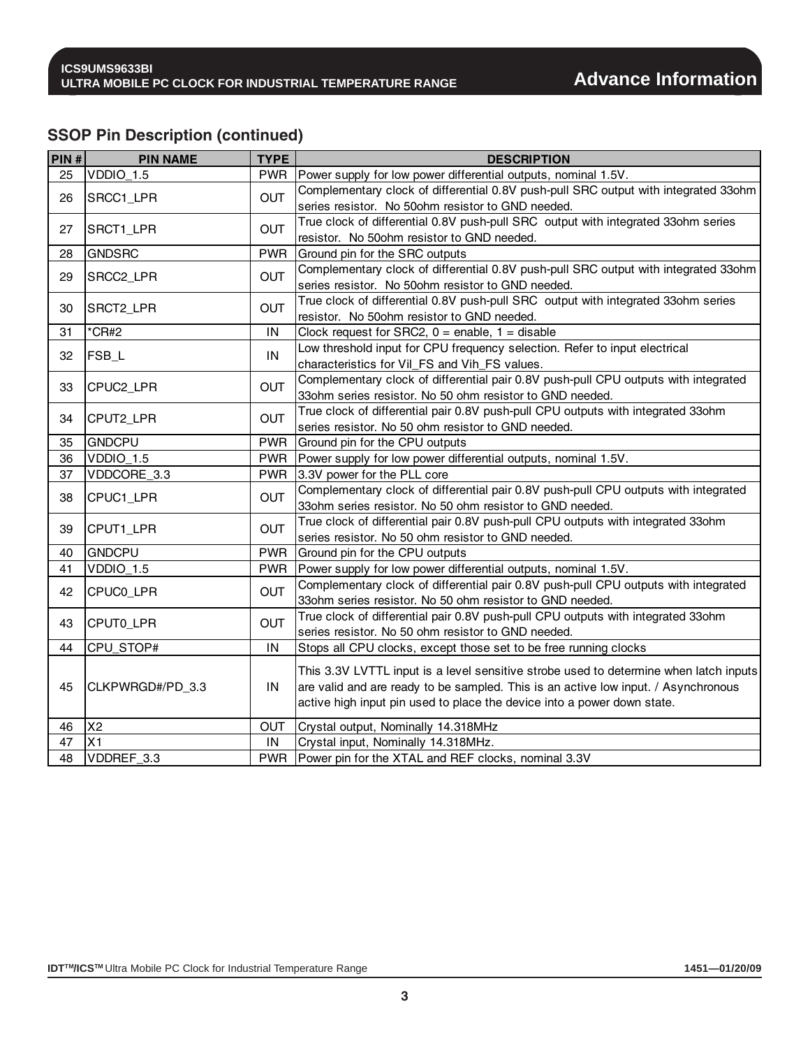## SSOP Pin Description (continued)

| PIN # | PIN NAME | TYPE | DESCRIPTION |
|---|---|---|---|
| 25 | VDDIO_1.5 | PWR | Power supply for low power differential outputs, nominal 1.5V. |
| 26 | SRCC1_LPR | OUT | Complementary clock of differential 0.8V push-pull SRC output with integrated 33ohm series resistor. No 50ohm resistor to GND needed. |
| 27 | SRCT1_LPR | OUT | True clock of differential 0.8V push-pull SRC output with integrated 33ohm series resistor. No 50ohm resistor to GND needed. |
| 28 | GNDSRC | PWR | Ground pin for the SRC outputs |
| 29 | SRCC2_LPR | OUT | Complementary clock of differential 0.8V push-pull SRC output with integrated 33ohm series resistor. No 50ohm resistor to GND needed. |
| 30 | SRCT2_LPR | OUT | True clock of differential 0.8V push-pull SRC output with integrated 33ohm series resistor. No 50ohm resistor to GND needed. |
| 31 | *CR#2 | IN | Clock request for SRC2, 0 = enable, 1 = disable |
| 32 | FSB_L | IN | Low threshold input for CPU frequency selection. Refer to input electrical characteristics for Vil_FS and Vih_FS values. |
| 33 | CPUC2_LPR | OUT | Complementary clock of differential pair 0.8V push-pull CPU outputs with integrated 33ohm series resistor. No 50 ohm resistor to GND needed. |
| 34 | CPUT2_LPR | OUT | True clock of differential pair 0.8V push-pull CPU outputs with integrated 33ohm series resistor. No 50 ohm resistor to GND needed. |
| 35 | GNDCPU | PWR | Ground pin for the CPU outputs |
| 36 | VDDIO_1.5 | PWR | Power supply for low power differential outputs, nominal 1.5V. |
| 37 | VDDCORE_3.3 | PWR | 3.3V power for the PLL core |
| 38 | CPUC1_LPR | OUT | Complementary clock of differential pair 0.8V push-pull CPU outputs with integrated 33ohm series resistor. No 50 ohm resistor to GND needed. |
| 39 | CPUT1_LPR | OUT | True clock of differential pair 0.8V push-pull CPU outputs with integrated 33ohm series resistor. No 50 ohm resistor to GND needed. |
| 40 | GNDCPU | PWR | Ground pin for the CPU outputs |
| 41 | VDDIO_1.5 | PWR | Power supply for low power differential outputs, nominal 1.5V. |
| 42 | CPUC0_LPR | OUT | Complementary clock of differential pair 0.8V push-pull CPU outputs with integrated 33ohm series resistor. No 50 ohm resistor to GND needed. |
| 43 | CPUT0_LPR | OUT | True clock of differential pair 0.8V push-pull CPU outputs with integrated 33ohm series resistor. No 50 ohm resistor to GND needed. |
| 44 | CPU_STOP# | IN | Stops all CPU clocks, except those set to be free running clocks |
| 45 | CLKPWRGD#/PD_3.3 | IN | This 3.3V LVTTL input is a level sensitive strobe used to determine when latch inputs are valid and are ready to be sampled. This is an active low input. / Asynchronous active high input pin used to place the device into a power down state. |
| 46 | X2 | OUT | Crystal output, Nominally 14.318MHz |
| 47 | X1 | IN | Crystal input, Nominally 14.318MHz. |
| 48 | VDDREF_3.3 | PWR | Power pin for the XTAL and REF clocks, nominal 3.3V |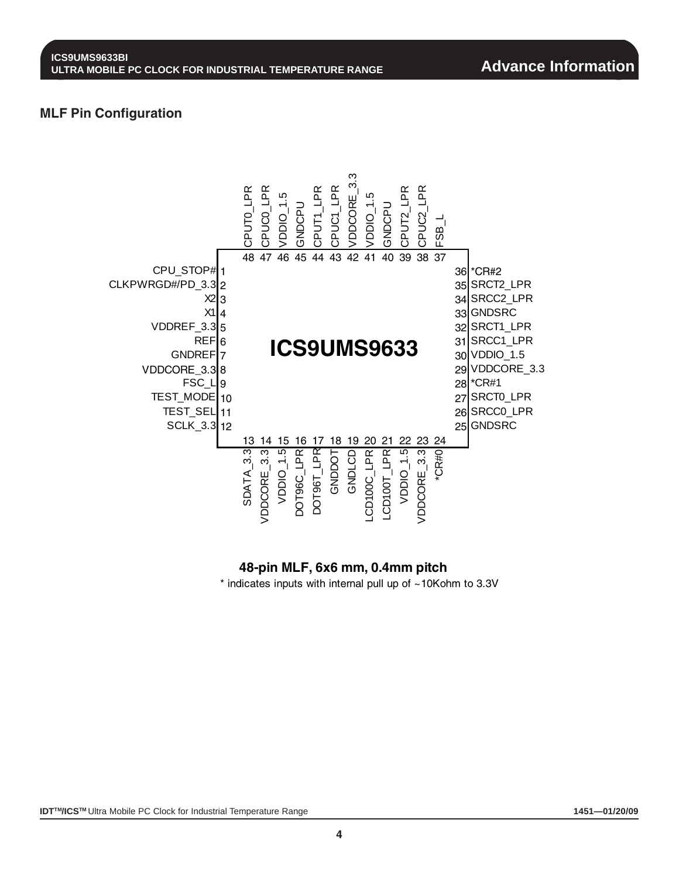## MLF Pin Configuration

| Pin | Name | Pin | Name |
|---|---|---|---|
| 1 | CPU_STOP# | 36 | *CR#2 |
| 2 | CLKPWRGD#/PD_3.3 | 35 | SRCT2_LPR |
| 3 | X2 | 34 | SRCC2_LPR |
| 4 | X1 | 33 | GNDSRC |
| 5 | VDDREF_3.3 | 32 | SRCT1_LPR |
| 6 | REF | 31 | SRCC1_LPR |
| 7 | GNDREF | 30 | VDDIO_1.5 |
| 8 | VDDCORE_3.3 | 29 | VDDCORE_3.3 |
| 9 | FSC_L | 28 | *CR#1 |
| 10 | TEST_MODE | 27 | SRCT0_LPR |
| 11 | TEST_SEL | 26 | SRCC0_LPR |
| 12 | SCLK_3.3 | 25 | GNDSRC |
| 13 | SDATA_3.3 | 48 | CPUT0_LPR |
| 14 | VDDCORE_3.3 | 47 | CPUC0_LPR |
| 15 | VDDIO_1.5 | 46 | VDDIO_1.5 |
| 16 | DOT96C_LPR | 45 | GNDCPU |
| 17 | DOT96T_LPR | 44 | CPUT1_LPR |
| 18 | GNDDOT | 43 | CPUC1_LPR |
| 19 | GNDLCD | 42 | VDDCORE_3.3 |
| 20 | LCD100C_LPR | 41 | VDDIO_1.5 |
| 21 | LCD100T_LPR | 40 | GNDCPU |
| 22 | VDDIO_1.5 | 39 | CPUT2_LPR |
| 23 | VDDCORE_3.3 | 38 | CPUC2_LPR |
| 24 | *CR#0 | 37 | FSB_L |

ICS9UMS9633

**48-pin MLF, 6x6 mm, 0.4mm pitch**

* indicates inputs with internal pull up of ~10Kohm to 3.3V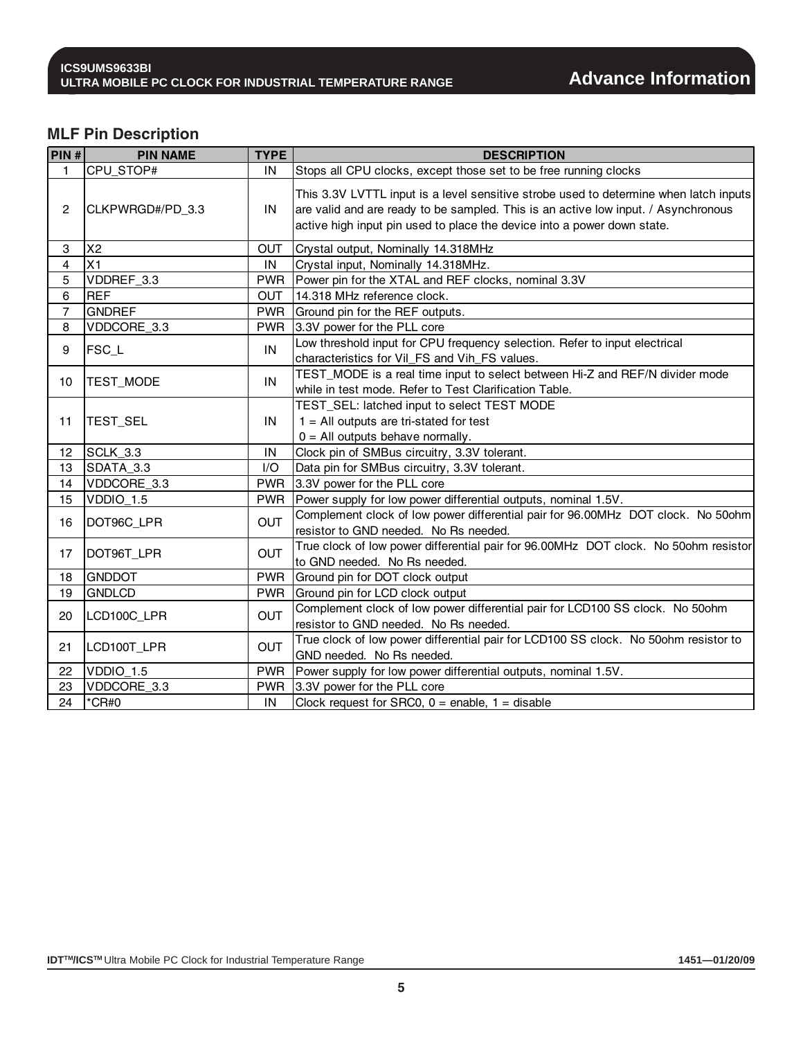## MLF Pin Description

| PIN # | PIN NAME | TYPE | DESCRIPTION |
|---|---|---|---|
| 1 | CPU_STOP# | IN | Stops all CPU clocks, except those set to be free running clocks |
| 2 | CLKPWRGD#/PD_3.3 | IN | This 3.3V LVTTL input is a level sensitive strobe used to determine when latch inputs are valid and are ready to be sampled. This is an active low input. / Asynchronous active high input pin used to place the device into a power down state. |
| 3 | X2 | OUT | Crystal output, Nominally 14.318MHz |
| 4 | X1 | IN | Crystal input, Nominally 14.318MHz. |
| 5 | VDDREF_3.3 | PWR | Power pin for the XTAL and REF clocks, nominal 3.3V |
| 6 | REF | OUT | 14.318 MHz reference clock. |
| 7 | GNDREF | PWR | Ground pin for the REF outputs. |
| 8 | VDDCORE_3.3 | PWR | 3.3V power for the PLL core |
| 9 | FSC_L | IN | Low threshold input for CPU frequency selection. Refer to input electrical characteristics for Vil_FS and Vih_FS values. |
| 10 | TEST_MODE | IN | TEST_MODE is a real time input to select between Hi-Z and REF/N divider mode while in test mode. Refer to Test Clarification Table. |
| 11 | TEST_SEL | IN | TEST_SEL: latched input to select TEST MODE<br>1 = All outputs are tri-stated for test<br>0 = All outputs behave normally. |
| 12 | SCLK_3.3 | IN | Clock pin of SMBus circuitry, 3.3V tolerant. |
| 13 | SDATA_3.3 | I/O | Data pin for SMBus circuitry, 3.3V tolerant. |
| 14 | VDDCORE_3.3 | PWR | 3.3V power for the PLL core |
| 15 | VDDIO_1.5 | PWR | Power supply for low power differential outputs, nominal 1.5V. |
| 16 | DOT96C_LPR | OUT | Complement clock of low power differential pair for 96.00MHz DOT clock. No 50ohm resistor to GND needed. No Rs needed. |
| 17 | DOT96T_LPR | OUT | True clock of low power differential pair for 96.00MHz DOT clock. No 50ohm resistor to GND needed. No Rs needed. |
| 18 | GNDDOT | PWR | Ground pin for DOT clock output |
| 19 | GNDLCD | PWR | Ground pin for LCD clock output |
| 20 | LCD100C_LPR | OUT | Complement clock of low power differential pair for LCD100 SS clock. No 50ohm resistor to GND needed. No Rs needed. |
| 21 | LCD100T_LPR | OUT | True clock of low power differential pair for LCD100 SS clock. No 50ohm resistor to GND needed. No Rs needed. |
| 22 | VDDIO_1.5 | PWR | Power supply for low power differential outputs, nominal 1.5V. |
| 23 | VDDCORE_3.3 | PWR | 3.3V power for the PLL core |
| 24 | *CR#0 | IN | Clock request for SRC0, 0 = enable, 1 = disable |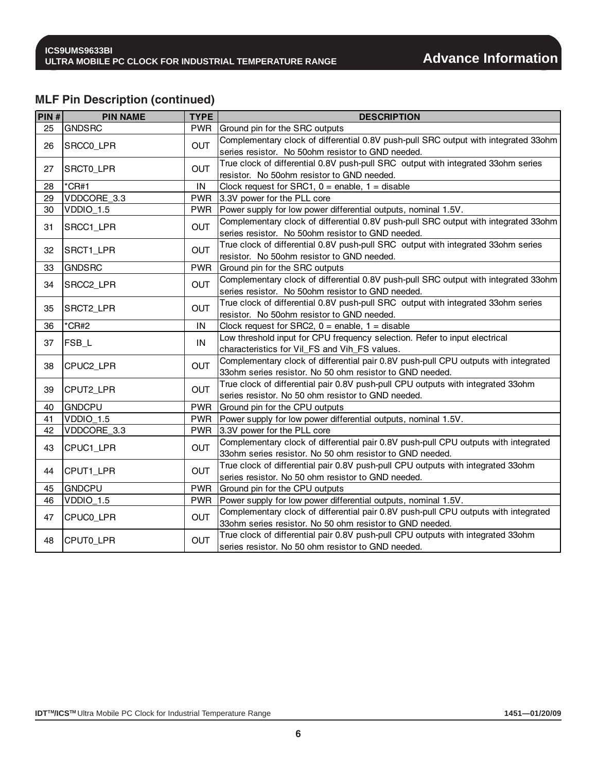## MLF Pin Description (continued)

| PIN # | PIN NAME | TYPE | DESCRIPTION |
|---|---|---|---|
| 25 | GNDSRC | PWR | Ground pin for the SRC outputs |
| 26 | SRCC0_LPR | OUT | Complementary clock of differential 0.8V push-pull SRC output with integrated 33ohm series resistor. No 50ohm resistor to GND needed. |
| 27 | SRCT0_LPR | OUT | True clock of differential 0.8V push-pull SRC output with integrated 33ohm series resistor. No 50ohm resistor to GND needed. |
| 28 | *CR#1 | IN | Clock request for SRC1, 0 = enable, 1 = disable |
| 29 | VDDCORE_3.3 | PWR | 3.3V power for the PLL core |
| 30 | VDDIO_1.5 | PWR | Power supply for low power differential outputs, nominal 1.5V. |
| 31 | SRCC1_LPR | OUT | Complementary clock of differential 0.8V push-pull SRC output with integrated 33ohm series resistor. No 50ohm resistor to GND needed. |
| 32 | SRCT1_LPR | OUT | True clock of differential 0.8V push-pull SRC output with integrated 33ohm series resistor. No 50ohm resistor to GND needed. |
| 33 | GNDSRC | PWR | Ground pin for the SRC outputs |
| 34 | SRCC2_LPR | OUT | Complementary clock of differential 0.8V push-pull SRC output with integrated 33ohm series resistor. No 50ohm resistor to GND needed. |
| 35 | SRCT2_LPR | OUT | True clock of differential 0.8V push-pull SRC output with integrated 33ohm series resistor. No 50ohm resistor to GND needed. |
| 36 | *CR#2 | IN | Clock request for SRC2, 0 = enable, 1 = disable |
| 37 | FSB_L | IN | Low threshold input for CPU frequency selection. Refer to input electrical characteristics for Vil_FS and Vih_FS values. |
| 38 | CPUC2_LPR | OUT | Complementary clock of differential pair 0.8V push-pull CPU outputs with integrated 33ohm series resistor. No 50 ohm resistor to GND needed. |
| 39 | CPUT2_LPR | OUT | True clock of differential pair 0.8V push-pull CPU outputs with integrated 33ohm series resistor. No 50 ohm resistor to GND needed. |
| 40 | GNDCPU | PWR | Ground pin for the CPU outputs |
| 41 | VDDIO_1.5 | PWR | Power supply for low power differential outputs, nominal 1.5V. |
| 42 | VDDCORE_3.3 | PWR | 3.3V power for the PLL core |
| 43 | CPUC1_LPR | OUT | Complementary clock of differential pair 0.8V push-pull CPU outputs with integrated 33ohm series resistor. No 50 ohm resistor to GND needed. |
| 44 | CPUT1_LPR | OUT | True clock of differential pair 0.8V push-pull CPU outputs with integrated 33ohm series resistor. No 50 ohm resistor to GND needed. |
| 45 | GNDCPU | PWR | Ground pin for the CPU outputs |
| 46 | VDDIO_1.5 | PWR | Power supply for low power differential outputs, nominal 1.5V. |
| 47 | CPUC0_LPR | OUT | Complementary clock of differential pair 0.8V push-pull CPU outputs with integrated 33ohm series resistor. No 50 ohm resistor to GND needed. |
| 48 | CPUT0_LPR | OUT | True clock of differential pair 0.8V push-pull CPU outputs with integrated 33ohm series resistor. No 50 ohm resistor to GND needed. |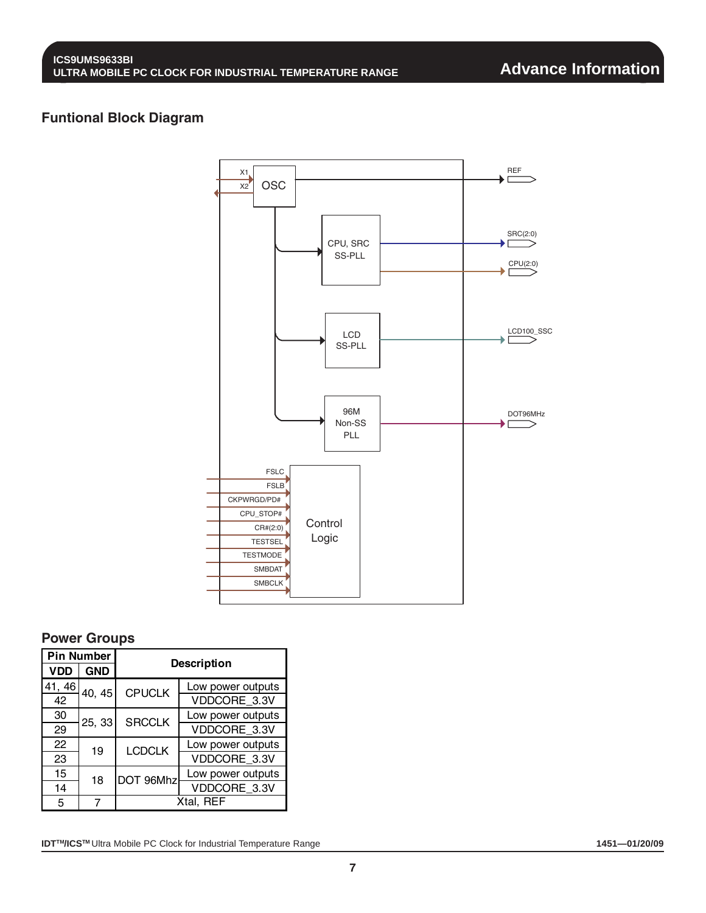## Funtional Block Diagram

X1
X2
OSC
REF
CPU, SRC SS-PLL
SRC(2:0)
CPU(2:0)
LCD SS-PLL
LCD100_SSC
96M Non-SS PLL
DOT96MHz
FSLC
FSLB
CKPWRGD/PD#
CPU_STOP#
CR#(2:0)
TESTSEL
TESTMODE
SMBDAT
SMBCLK
Control Logic

## Power Groups

| Pin Number | | Description | |
|---|---|---|---|
| VDD | GND | | |
| 41, 46 | 40, 45 | CPUCLK | Low power outputs |
| 42 | | | VDDCORE_3.3V |
| 30 | 25, 33 | SRCCLK | Low power outputs |
| 29 | | | VDDCORE_3.3V |
| 22 | 19 | LCDCLK | Low power outputs |
| 23 | | | VDDCORE_3.3V |
| 15 | 18 | DOT 96Mhz | Low power outputs |
| 14 | | | VDDCORE_3.3V |
| 5 | 7 | Xtal, REF | |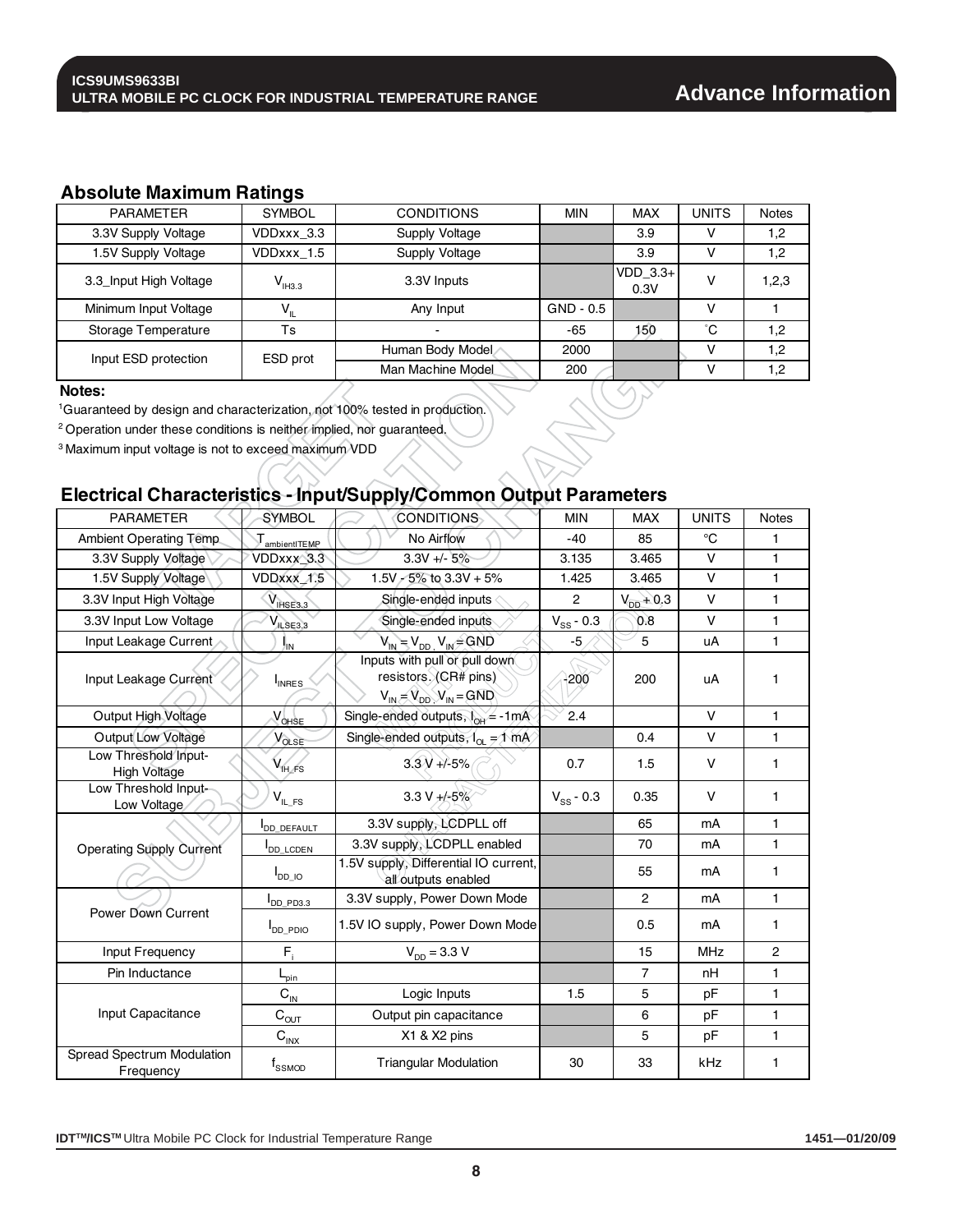## Absolute Maximum Ratings

| PARAMETER | SYMBOL | CONDITIONS | MIN | MAX | UNITS | Notes |
|---|---|---|---|---|---|---|
| 3.3V Supply Voltage | VDDxxx_3.3 | Supply Voltage | | 3.9 | V | 1,2 |
| 1.5V Supply Voltage | VDDxxx_1.5 | Supply Voltage | | 3.9 | V | 1,2 |
| 3.3_Input High Voltage | $V_{IH3.3}$ | 3.3V Inputs | | VDD_3.3+ 0.3V | V | 1,2,3 |
| Minimum Input Voltage | $V_{IL}$ | Any Input | GND - 0.5 | | V | 1 |
| Storage Temperature | Ts | - | -65 | 150 | °C | 1,2 |
| Input ESD protection | ESD prot | Human Body Model | 2000 | | V | 1,2 |
| | | Man Machine Model | 200 | | V | 1,2 |

**Notes:**

[1]Guaranteed by design and characterization, not 100% tested in production.

[2] Operation under these conditions is neither implied, nor guaranteed.

[3] Maximum input voltage is not to exceed maximum VDD

## Electrical Characteristics - Input/Supply/Common Output Parameters

| PARAMETER | SYMBOL | CONDITIONS | MIN | MAX | UNITS | Notes |
|---|---|---|---|---|---|---|
| Ambient Operating Temp | $T_{ambientITEMP}$ | No Airflow | -40 | 85 | °C | 1 |
| 3.3V Supply Voltage | VDDxxx_3.3 | 3.3V +/- 5% | 3.135 | 3.465 | V | 1 |
| 1.5V Supply Voltage | VDDxxx_1.5 | 1.5V - 5% to 3.3V + 5% | 1.425 | 3.465 | V | 1 |
| 3.3V Input High Voltage | $V_{IHSE3.3}$ | Single-ended inputs | 2 | $V_{DD}$ + 0.3 | V | 1 |
| 3.3V Input Low Voltage | $V_{ILSE3.3}$ | Single-ended inputs | $V_{SS}$ - 0.3 | 0.8 | V | 1 |
| Input Leakage Current | $I_{IN}$ | $V_{IN} = V_{DD}$, $V_{IN} = GND$ | -5 | 5 | uA | 1 |
| Input Leakage Current | $I_{INRES}$ | Inputs with pull or pull down resistors. (CR# pins) $V_{IN} = V_{DD}$, $V_{IN} = GND$ | -200 | 200 | uA | 1 |
| Output High Voltage | $V_{OHSE}$ | Single-ended outputs, $I_{OH}$ = -1mA | 2.4 | | V | 1 |
| Output Low Voltage | $V_{OLSE}$ | Single-ended outputs, $I_{OL}$ = 1 mA | | 0.4 | V | 1 |
| Low Threshold Input-High Voltage | $V_{IH\_FS}$ | 3.3 V +/-5% | 0.7 | 1.5 | V | 1 |
| Low Threshold Input-Low Voltage | $V_{IL\_FS}$ | 3.3 V +/-5% | $V_{SS}$ - 0.3 | 0.35 | V | 1 |
| Operating Supply Current | $I_{DD\_DEFAULT}$ | 3.3V supply, LCDPLL off | | 65 | mA | 1 |
| | $I_{DD\_LCDEN}$ | 3.3V supply, LCDPLL enabled | | 70 | mA | 1 |
| | $I_{DD\_IO}$ | 1.5V supply, Differential IO current, all outputs enabled | | 55 | mA | 1 |
| Power Down Current | $I_{DD\_PD3.3}$ | 3.3V supply, Power Down Mode | | 2 | mA | 1 |
| | $I_{DD\_PDIO}$ | 1.5V IO supply, Power Down Mode | | 0.5 | mA | 1 |
| Input Frequency | $F_i$ | $V_{DD}$ = 3.3 V | | 15 | MHz | 2 |
| Pin Inductance | $L_{pin}$ | | | 7 | nH | 1 |
| Input Capacitance | $C_{IN}$ | Logic Inputs | 1.5 | 5 | pF | 1 |
| | $C_{OUT}$ | Output pin capacitance | | 6 | pF | 1 |
| | $C_{INX}$ | X1 & X2 pins | | 5 | pF | 1 |
| Spread Spectrum Modulation Frequency | $f_{SSMOD}$ | Triangular Modulation | 30 | 33 | kHz | 1 |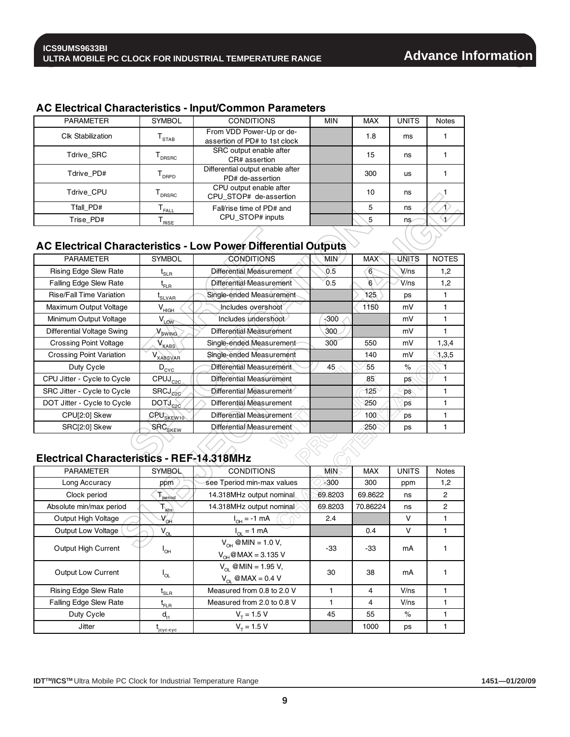## AC Electrical Characteristics - Input/Common Parameters

| PARAMETER | SYMBOL | CONDITIONS | MIN | MAX | UNITS | Notes |
|---|---|---|---|---|---|---|
| Clk Stabilization | $T_{STAB}$ | From VDD Power-Up or de-assertion of PD# to 1st clock | | 1.8 | ms | 1 |
| Tdrive_SRC | $T_{DRSRC}$ | SRC output enable after CR# assertion | | 15 | ns | 1 |
| Tdrive_PD# | $T_{DRPD}$ | Differential output enable after PD# de-assertion | | 300 | us | 1 |
| Tdrive_CPU | $T_{DRSRC}$ | CPU output enable after CPU_STOP# de-assertion | | 10 | ns | 1 |
| Tfall_PD# | $T_{FALL}$ | Fall/rise time of PD# and CPU_STOP# inputs | | 5 | ns | 1 |
| Trise_PD# | $T_{RISE}$ | | | 5 | ns | 1 |

## AC Electrical Characteristics - Low Power Differential Outputs

| PARAMETER | SYMBOL | CONDITIONS | MIN | MAX | UNITS | NOTES |
|---|---|---|---|---|---|---|
| Rising Edge Slew Rate | $t_{SLR}$ | Differential Measurement | 0.5 | 6 | V/ns | 1,2 |
| Falling Edge Slew Rate | $t_{FLR}$ | Differential Measurement | 0.5 | 6 | V/ns | 1,2 |
| Rise/Fall Time Variation | $t_{SLVAR}$ | Single-ended Measurement | | 125 | ps | 1 |
| Maximum Output Voltage | $V_{HIGH}$ | Includes overshoot | | 1150 | mV | 1 |
| Minimum Output Voltage | $V_{LOW}$ | Includes undershoot | -300 | | mV | 1 |
| Differential Voltage Swing | $V_{SWING}$ | Differential Measurement | 300 | | mV | 1 |
| Crossing Point Voltage | $V_{XABS}$ | Single-ended Measurement | 300 | 550 | mV | 1,3,4 |
| Crossing Point Variation | $V_{XABSVAR}$ | Single-ended Measurement | | 140 | mV | 1,3,5 |
| Duty Cycle | $D_{CYC}$ | Differential Measurement | 45 | 55 | % | 1 |
| CPU Jitter - Cycle to Cycle | $CPUJ_{C2C}$ | Differential Measurement | | 85 | ps | 1 |
| SRC Jitter - Cycle to Cycle | $SRCJ_{C2C}$ | Differential Measurement | | 125 | ps | 1 |
| DOT Jitter - Cycle to Cycle | $DOTJ_{C2C}$ | Differential Measurement | | 250 | ps | 1 |
| CPU[2:0] Skew | $CPU_{SKEW10}$ | Differential Measurement | | 100 | ps | 1 |
| SRC[2:0] Skew | $SRC_{SKEW}$ | Differential Measurement | | 250 | ps | 1 |

## Electrical Characteristics - REF-14.318MHz

| PARAMETER | SYMBOL | CONDITIONS | MIN | MAX | UNITS | Notes |
|---|---|---|---|---|---|---|
| Long Accuracy | ppm | see Tperiod min-max values | -300 | 300 | ppm | 1,2 |
| Clock period | $T_{period}$ | 14.318MHz output nominal | 69.8203 | 69.8622 | ns | 2 |
| Absolute min/max period | $T_{abs}$ | 14.318MHz output nominal | 69.8203 | 70.86224 | ns | 2 |
| Output High Voltage | $V_{OH}$ | $I_{OH}$ = -1 mA | 2.4 | | V | 1 |
| Output Low Voltage | $V_{OL}$ | $I_{OL}$ = 1 mA | | 0.4 | V | 1 |
| Output High Current | $I_{OH}$ | $V_{OH}$ @MIN = 1.0 V, $V_{OH}$@MAX = 3.135 V | -33 | -33 | mA | 1 |
| Output Low Current | $I_{OL}$ | $V_{OL}$ @MIN = 1.95 V, $V_{OL}$ @MAX = 0.4 V | 30 | 38 | mA | 1 |
| Rising Edge Slew Rate | $t_{SLR}$ | Measured from 0.8 to 2.0 V | 1 | 4 | V/ns | 1 |
| Falling Edge Slew Rate | $t_{FLR}$ | Measured from 2.0 to 0.8 V | 1 | 4 | V/ns | 1 |
| Duty Cycle | $d_{t1}$ | $V_T$ = 1.5 V | 45 | 55 | % | 1 |
| Jitter | $t_{jcyc-cyc}$ | $V_T$ = 1.5 V | | 1000 | ps | 1 |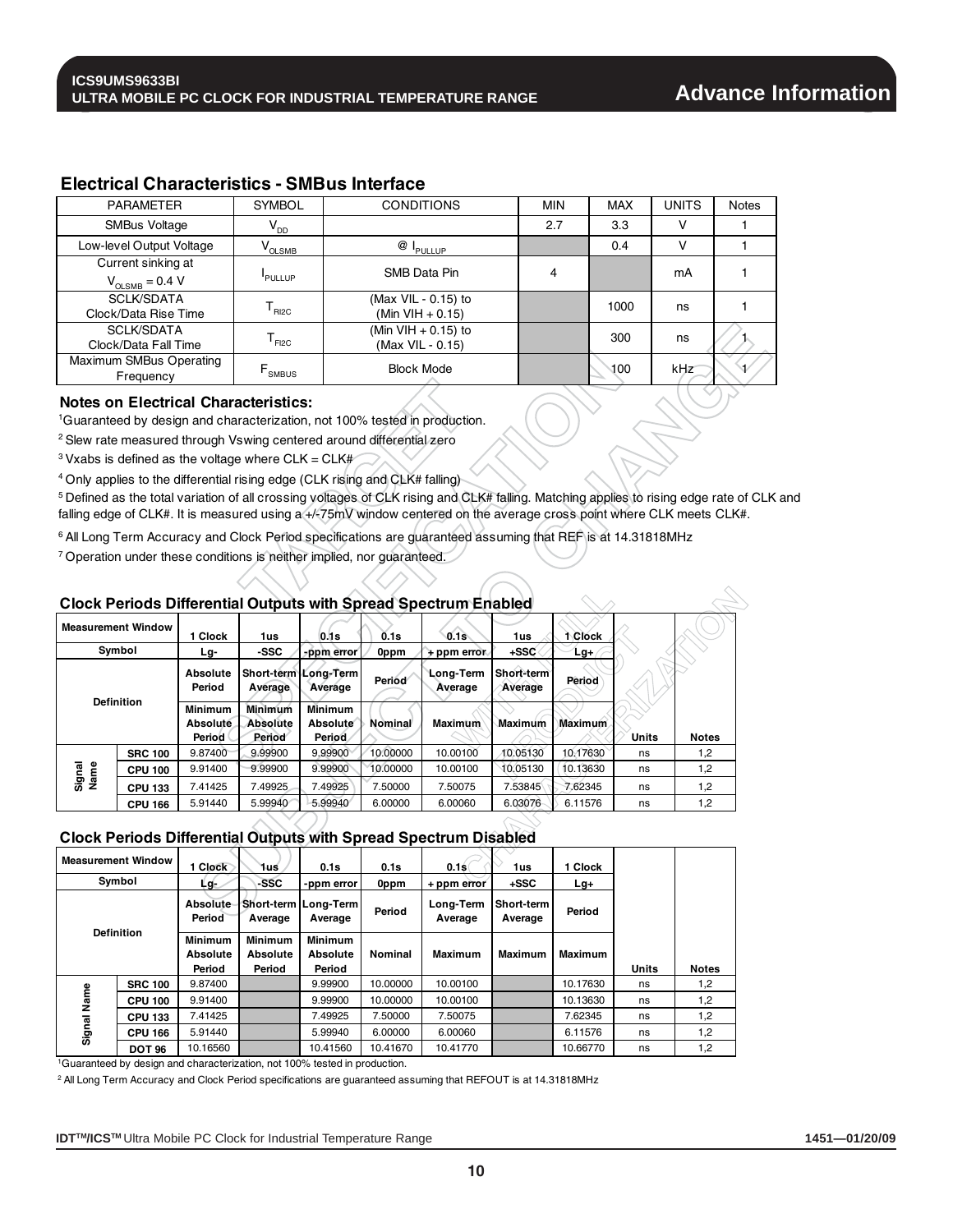## Electrical Characteristics - SMBus Interface

| PARAMETER | SYMBOL | CONDITIONS | MIN | MAX | UNITS | Notes |
|---|---|---|---|---|---|---|
| SMBus Voltage | $V_{DD}$ | | 2.7 | 3.3 | V | 1 |
| Low-level Output Voltage | $V_{OLSMB}$ | @ $I_{PULLUP}$ | | 0.4 | V | 1 |
| Current sinking at $V_{OLSMB}$ = 0.4 V | $I_{PULLUP}$ | SMB Data Pin | 4 | | mA | 1 |
| SCLK/SDATA Clock/Data Rise Time | $T_{RI2C}$ | (Max VIL - 0.15) to (Min VIH + 0.15) | | 1000 | ns | 1 |
| SCLK/SDATA Clock/Data Fall Time | $T_{FI2C}$ | (Min VIH + 0.15) to (Max VIL - 0.15) | | 300 | ns | 1 |
| Maximum SMBus Operating Frequency | $F_{SMBUS}$ | Block Mode | | 100 | kHz | 1 |

**Notes on Electrical Characteristics:**

[1]Guaranteed by design and characterization, not 100% tested in production.

[2] Slew rate measured through Vswing centered around differential zero

[3] Vxabs is defined as the voltage where CLK = CLK#

[4] Only applies to the differential rising edge (CLK rising and CLK# falling)

[5] Defined as the total variation of all crossing voltages of CLK rising and CLK# falling. Matching applies to rising edge rate of CLK and falling edge of CLK#. It is measured using a +/-75mV window centered on the average cross point where CLK meets CLK#.

[6] All Long Term Accuracy and Clock Period specifications are guaranteed assuming that REF is at 14.31818MHz

[7] Operation under these conditions is neither implied, nor guaranteed.

## Clock Periods Differential Outputs with Spread Spectrum Enabled

| Measurement Window | | 1 Clock | 1us | 0.1s | 0.1s | 0.1s | 1us | 1 Clock | | |
|---|---|---|---|---|---|---|---|---|---|---|
| Symbol | | Lg- | -SSC | -ppm error | 0ppm | + ppm error | +SSC | Lg+ | | |
| Definition | | Absolute Period | Short-term Average | Long-Term Average | Period | Long-Term Average | Short-term Average | Period | | |
| | | Minimum Absolute Period | Minimum Absolute Period | Minimum Absolute Period | Nominal | Maximum | Maximum | Maximum | Units | Notes |
| Signal Name | SRC 100 | 9.87400 | 9.99900 | 9.99900 | 10.00000 | 10.00100 | 10.05130 | 10.17630 | ns | 1,2 |
| | CPU 100 | 9.91400 | 9.99900 | 9.99900 | 10.00000 | 10.00100 | 10.05130 | 10.13630 | ns | 1,2 |
| | CPU 133 | 7.41425 | 7.49925 | 7.49925 | 7.50000 | 7.50075 | 7.53845 | 7.62345 | ns | 1,2 |
| | CPU 166 | 5.91440 | 5.99940 | 5.99940 | 6.00000 | 6.00060 | 6.03076 | 6.11576 | ns | 1,2 |

## Clock Periods Differential Outputs with Spread Spectrum Disabled

| Measurement Window | | 1 Clock | 1us | 0.1s | 0.1s | 0.1s | 1us | 1 Clock | | |
|---|---|---|---|---|---|---|---|---|---|---|
| Symbol | | Lg- | -SSC | -ppm error | 0ppm | + ppm error | +SSC | Lg+ | | |
| Definition | | Absolute Period | Short-term Average | Long-Term Average | Period | Long-Term Average | Short-term Average | Period | | |
| | | Minimum Absolute Period | Minimum Absolute Period | Minimum Absolute Period | Nominal | Maximum | Maximum | Maximum | Units | Notes |
| Signal Name | SRC 100 | 9.87400 | | 9.99900 | 10.00000 | 10.00100 | | 10.17630 | ns | 1,2 |
| | CPU 100 | 9.91400 | | 9.99900 | 10.00000 | 10.00100 | | 10.13630 | ns | 1,2 |
| | CPU 133 | 7.41425 | | 7.49925 | 7.50000 | 7.50075 | | 7.62345 | ns | 1,2 |
| | CPU 166 | 5.91440 | | 5.99940 | 6.00000 | 6.00060 | | 6.11576 | ns | 1,2 |
| | DOT 96 | 10.16560 | | 10.41560 | 10.41670 | 10.41770 | | 10.66770 | ns | 1,2 |

[1]Guaranteed by design and characterization, not 100% tested in production.

[2] All Long Term Accuracy and Clock Period specifications are guaranteed assuming that REFOUT is at 14.31818MHz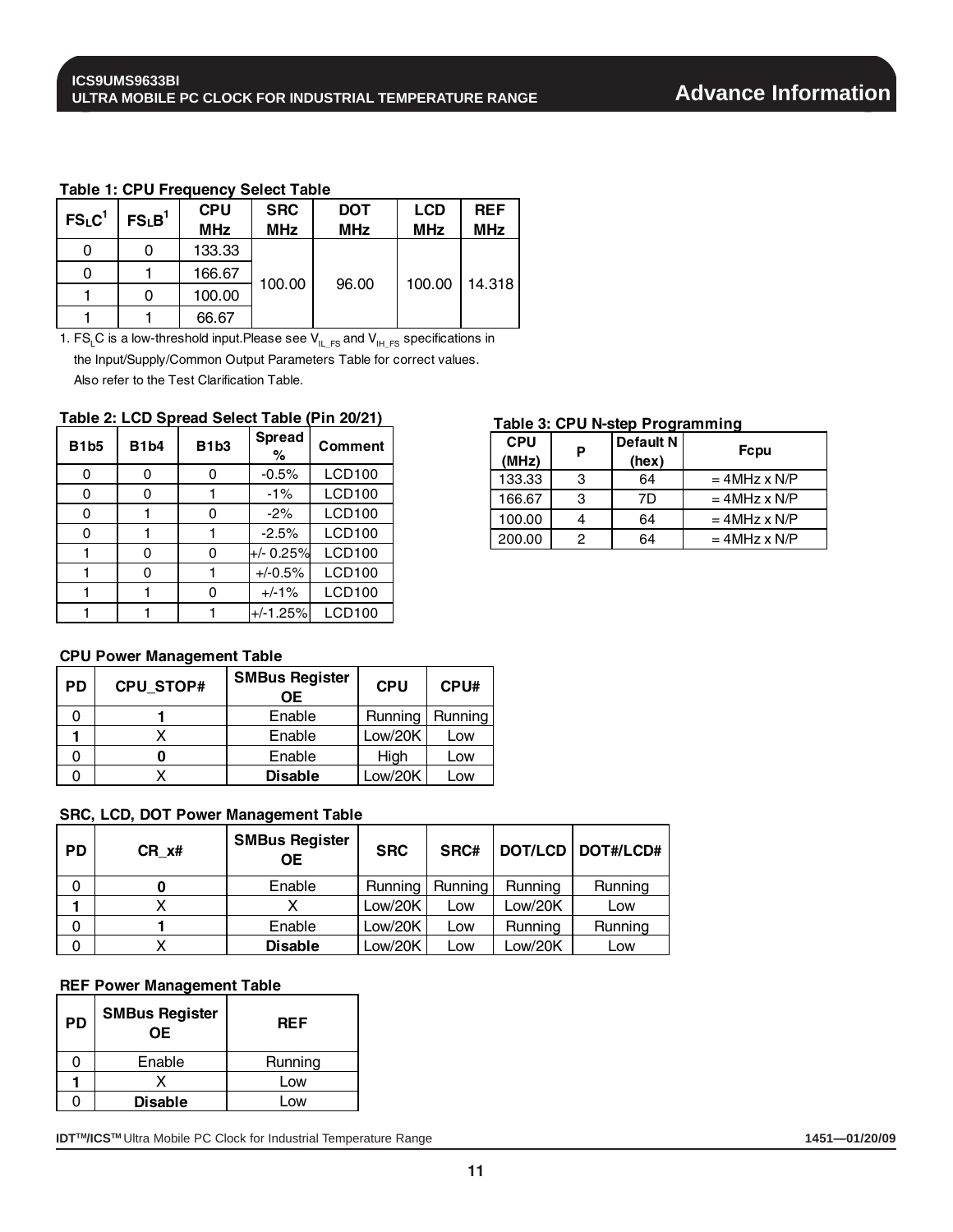**Table 1: CPU Frequency Select Table**

| $FS_LC$[1] | $FS_LB$[1] | CPU MHz | SRC MHz | DOT MHz | LCD MHz | REF MHz |
|---|---|---|---|---|---|---|
| 0 | 0 | 133.33 | 100.00 | 96.00 | 100.00 | 14.318 |
| 0 | 1 | 166.67 | | | | |
| 1 | 0 | 100.00 | | | | |
| 1 | 1 | 66.67 | | | | |

1. $FS_LC$ is a low-threshold input.Please see $V_{IL\_FS}$ and $V_{IH\_FS}$ specifications in the Input/Supply/Common Output Parameters Table for correct values. Also refer to the Test Clarification Table.

**Table 2: LCD Spread Select Table (Pin 20/21)**

| B1b5 | B1b4 | B1b3 | Spread % | Comment |
|---|---|---|---|---|
| 0 | 0 | 0 | -0.5% | LCD100 |
| 0 | 0 | 1 | -1% | LCD100 |
| 0 | 1 | 0 | -2% | LCD100 |
| 0 | 1 | 1 | -2.5% | LCD100 |
| 1 | 0 | 0 | +/- 0.25% | LCD100 |
| 1 | 0 | 1 | +/-0.5% | LCD100 |
| 1 | 1 | 0 | +/-1% | LCD100 |
| 1 | 1 | 1 | +/-1.25% | LCD100 |

**Table 3: CPU N-step Programming**

| CPU (MHz) | P | Default N (hex) | Fcpu |
|---|---|---|---|
| 133.33 | 3 | 64 | = 4MHz x N/P |
| 166.67 | 3 | 7D | = 4MHz x N/P |
| 100.00 | 4 | 64 | = 4MHz x N/P |
| 200.00 | 2 | 64 | = 4MHz x N/P |

**CPU Power Management Table**

| PD | CPU_STOP# | SMBus Register OE | CPU | CPU# |
|---|---|---|---|---|
| 0 | **1** | Enable | Running | Running |
| **1** | X | Enable | Low/20K | Low |
| 0 | **0** | Enable | High | Low |
| 0 | X | **Disable** | Low/20K | Low |

**SRC, LCD, DOT Power Management Table**

| PD | CR_x# | SMBus Register OE | SRC | SRC# | DOT/LCD | DOT#/LCD# |
|---|---|---|---|---|---|---|
| 0 | **0** | Enable | Running | Running | Running | Running |
| **1** | X | X | Low/20K | Low | Low/20K | Low |
| 0 | **1** | Enable | Low/20K | Low | Running | Running |
| 0 | X | **Disable** | Low/20K | Low | Low/20K | Low |

**REF Power Management Table**

| PD | SMBus Register OE | REF |
|---|---|---|
| 0 | Enable | Running |
| **1** | X | Low |
| 0 | **Disable** | Low |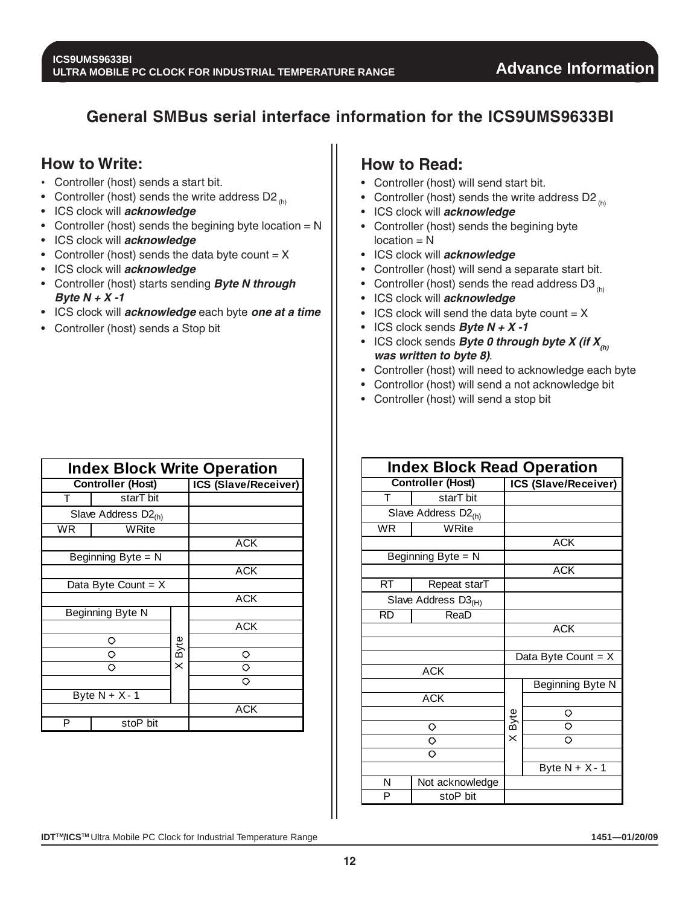## General SMBus serial interface information for the ICS9UMS9633BI

### How to Write:

- Controller (host) sends a start bit.
- Controller (host) sends the write address D2 $_{(h)}$
- ICS clock will ***acknowledge***
- Controller (host) sends the begining byte location = N
- ICS clock will ***acknowledge***
- Controller (host) sends the data byte count = X
- ICS clock will ***acknowledge***
- Controller (host) starts sending ***Byte N through Byte N + X -1***
- ICS clock will ***acknowledge*** each byte ***one at a time***
- Controller (host) sends a Stop bit

### How to Read:

- Controller (host) will send start bit.
- Controller (host) sends the write address D2 $_{(h)}$
- ICS clock will ***acknowledge***
- Controller (host) sends the begining byte location = N
- ICS clock will ***acknowledge***
- Controller (host) will send a separate start bit.
- Controller (host) sends the read address D3 $_{(h)}$
- ICS clock will ***acknowledge***
- ICS clock will send the data byte count = X
- ICS clock sends ***Byte N + X -1***
- ICS clock sends ***Byte 0 through byte X (if X$_{(h)}$ was written to byte 8)***.
- Controller (host) will need to acknowledge each byte
- Controllor (host) will send a not acknowledge bit
- Controller (host) will send a stop bit

**Index Block Write Operation**

| Controller (Host) | | | ICS (Slave/Receiver) |
|---|---|---|---|
| T | starT bit | | |
| Slave Address D2$_{(h)}$ | | | |
| WR | WRite | | |
| | | | ACK |
| Beginning Byte = N | | | |
| | | | ACK |
| Data Byte Count = X | | | |
| | | | ACK |
| Beginning Byte N | | X Byte | |
| | | | ACK |
| O | | | |
| O | | | O |
| O | | | O |
| | | | O |
| Byte N + X - 1 | | | |
| | | | ACK |
| P | stoP bit | | |

**Index Block Read Operation**

| Controller (Host) | | ICS (Slave/Receiver) | |
|---|---|---|---|
| T | starT bit | | |
| Slave Address D2$_{(h)}$ | | | |
| WR | WRite | | |
| | | ACK | |
| Beginning Byte = N | | | |
| | | ACK | |
| RT | Repeat starT | | |
| Slave Address D3$_{(H)}$ | | | |
| RD | ReaD | | |
| | | ACK | |
| | | | |
| | | Data Byte Count = X | |
| ACK | | | |
| | | X Byte | Beginning Byte N |
| ACK | | | |
| | | | O |
| O | | | O |
| O | | | O |
| O | | | |
| | | | Byte N + X - 1 |
| N | Not acknowledge | | |
| P | stoP bit | | |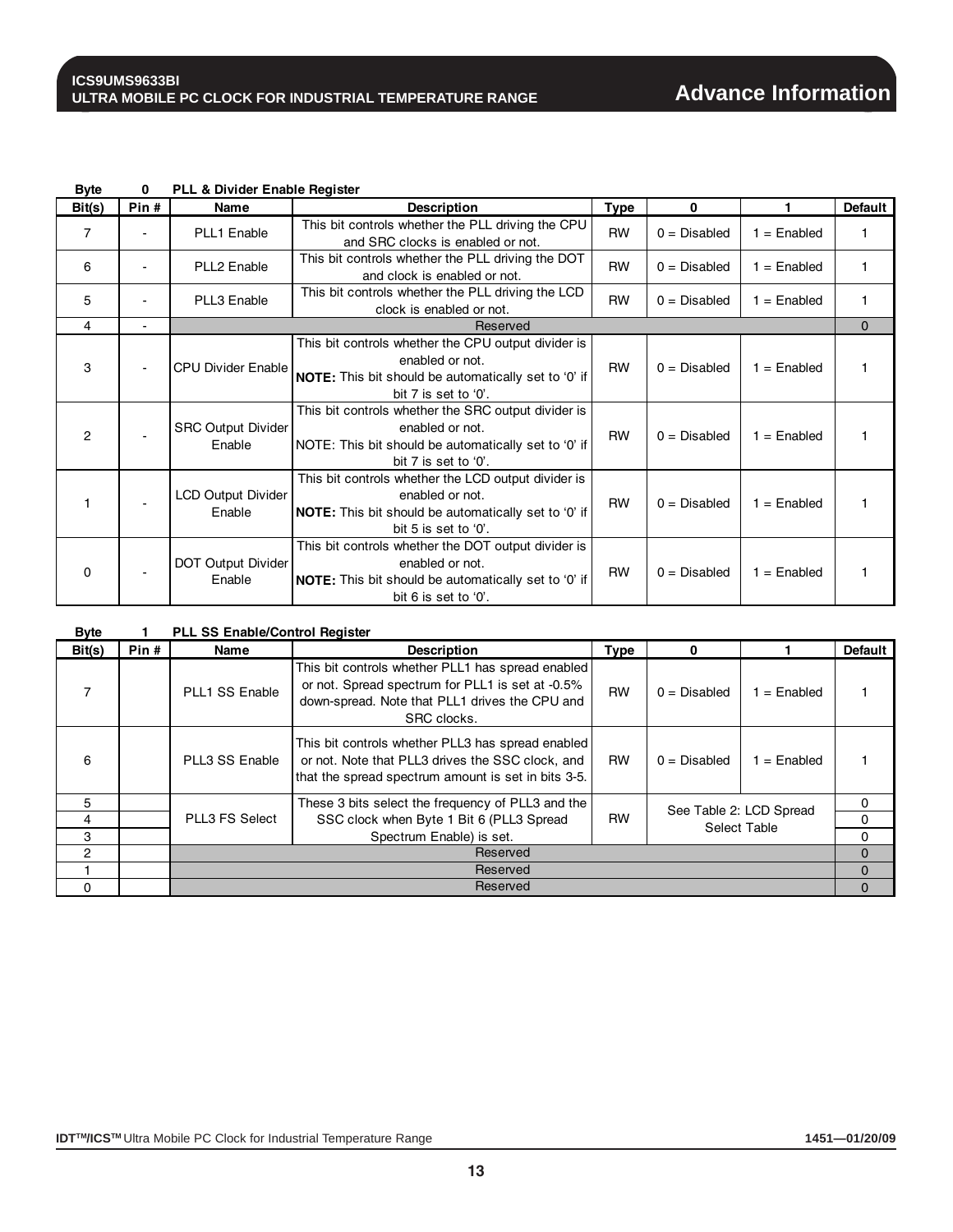**Byte 0 PLL & Divider Enable Register**

| Bit(s) | Pin # | Name | Description | Type | 0 | 1 | Default |
|---|---|---|---|---|---|---|---|
| 7 | - | PLL1 Enable | This bit controls whether the PLL driving the CPU and SRC clocks is enabled or not. | RW | 0 = Disabled | 1 = Enabled | 1 |
| 6 | - | PLL2 Enable | This bit controls whether the PLL driving the DOT and clock is enabled or not. | RW | 0 = Disabled | 1 = Enabled | 1 |
| 5 | - | PLL3 Enable | This bit controls whether the PLL driving the LCD clock is enabled or not. | RW | 0 = Disabled | 1 = Enabled | 1 |
| 4 | - | Reserved | | | | | 0 |
| 3 | - | CPU Divider Enable | This bit controls whether the CPU output divider is enabled or not. **NOTE:** This bit should be automatically set to '0' if bit 7 is set to '0'. | RW | 0 = Disabled | 1 = Enabled | 1 |
| 2 | - | SRC Output Divider Enable | This bit controls whether the SRC output divider is enabled or not. NOTE: This bit should be automatically set to '0' if bit 7 is set to '0'. | RW | 0 = Disabled | 1 = Enabled | 1 |
| 1 | - | LCD Output Divider Enable | This bit controls whether the LCD output divider is enabled or not. **NOTE:** This bit should be automatically set to '0' if bit 5 is set to '0'. | RW | 0 = Disabled | 1 = Enabled | 1 |
| 0 | - | DOT Output Divider Enable | This bit controls whether the DOT output divider is enabled or not. **NOTE:** This bit should be automatically set to '0' if bit 6 is set to '0'. | RW | 0 = Disabled | 1 = Enabled | 1 |

**Byte 1 PLL SS Enable/Control Register**

| Bit(s) | Pin # | Name | Description | Type | 0 | 1 | Default |
|---|---|---|---|---|---|---|---|
| 7 | | PLL1 SS Enable | This bit controls whether PLL1 has spread enabled or not. Spread spectrum for PLL1 is set at -0.5% down-spread. Note that PLL1 drives the CPU and SRC clocks. | RW | 0 = Disabled | 1 = Enabled | 1 |
| 6 | | PLL3 SS Enable | This bit controls whether PLL3 has spread enabled or not. Note that PLL3 drives the SSC clock, and that the spread spectrum amount is set in bits 3-5. | RW | 0 = Disabled | 1 = Enabled | 1 |
| 5 | | PLL3 FS Select | These 3 bits select the frequency of PLL3 and the SSC clock when Byte 1 Bit 6 (PLL3 Spread Spectrum Enable) is set. | RW | See Table 2: LCD Spread Select Table | | 0 |
| 4 | | | | | | | 0 |
| 3 | | | | | | | 0 |
| 2 | | Reserved | | | | | 0 |
| 1 | | Reserved | | | | | 0 |
| 0 | | Reserved | | | | | 0 |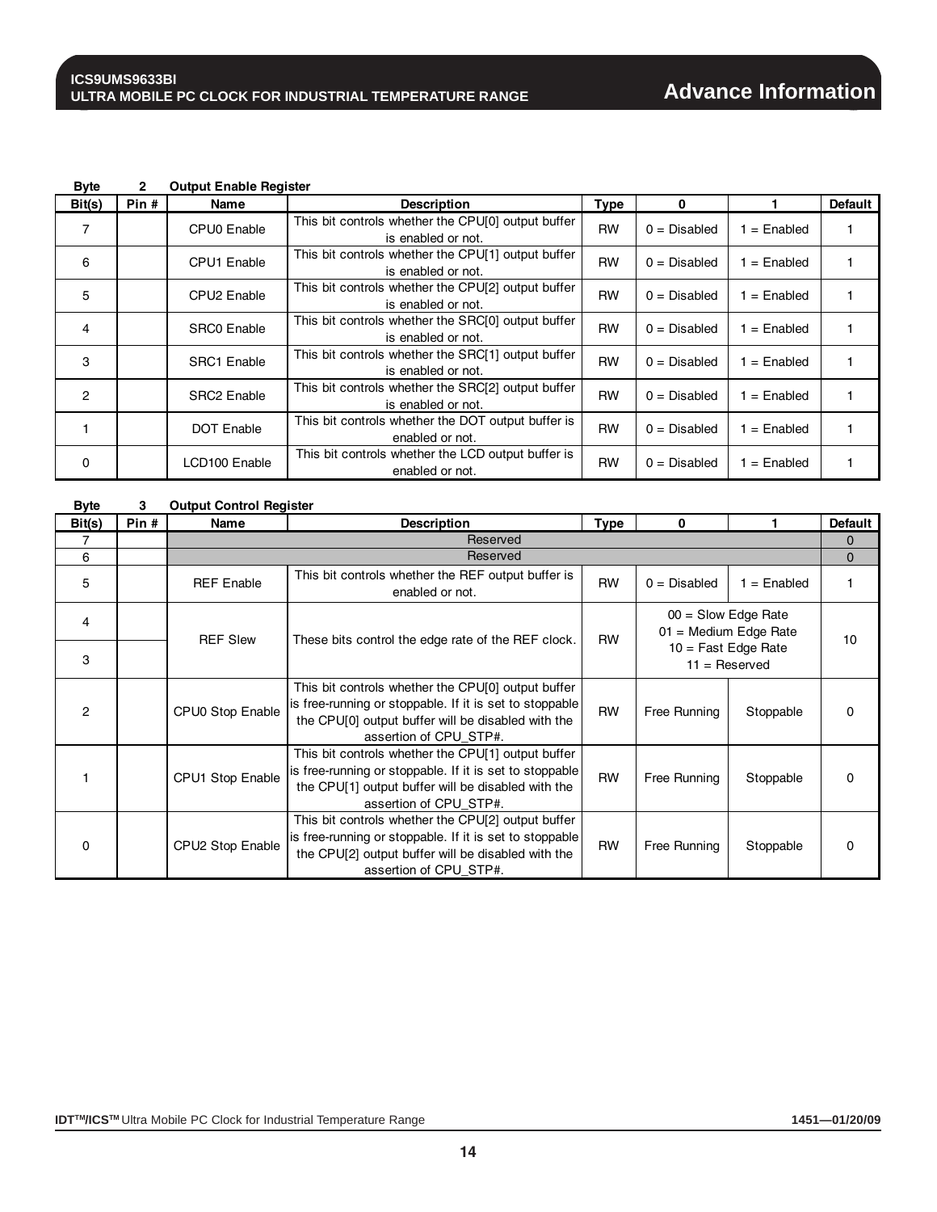**Byte 2 Output Enable Register**

| Bit(s) | Pin # | Name | Description | Type | 0 | 1 | Default |
|---|---|---|---|---|---|---|---|
| 7 | | CPU0 Enable | This bit controls whether the CPU[0] output buffer is enabled or not. | RW | 0 = Disabled | 1 = Enabled | 1 |
| 6 | | CPU1 Enable | This bit controls whether the CPU[1] output buffer is enabled or not. | RW | 0 = Disabled | 1 = Enabled | 1 |
| 5 | | CPU2 Enable | This bit controls whether the CPU[2] output buffer is enabled or not. | RW | 0 = Disabled | 1 = Enabled | 1 |
| 4 | | SRC0 Enable | This bit controls whether the SRC[0] output buffer is enabled or not. | RW | 0 = Disabled | 1 = Enabled | 1 |
| 3 | | SRC1 Enable | This bit controls whether the SRC[1] output buffer is enabled or not. | RW | 0 = Disabled | 1 = Enabled | 1 |
| 2 | | SRC2 Enable | This bit controls whether the SRC[2] output buffer is enabled or not. | RW | 0 = Disabled | 1 = Enabled | 1 |
| 1 | | DOT Enable | This bit controls whether the DOT output buffer is enabled or not. | RW | 0 = Disabled | 1 = Enabled | 1 |
| 0 | | LCD100 Enable | This bit controls whether the LCD output buffer is enabled or not. | RW | 0 = Disabled | 1 = Enabled | 1 |

**Byte 3 Output Control Register**

| Bit(s) | Pin # | Name | Description | Type | 0 | 1 | Default |
|---|---|---|---|---|---|---|---|
| 7 | | Reserved | | | | | 0 |
| 6 | | Reserved | | | | | 0 |
| 5 | | REF Enable | This bit controls whether the REF output buffer is enabled or not. | RW | 0 = Disabled | 1 = Enabled | 1 |
| 4 | | REF Slew | These bits control the edge rate of the REF clock. | RW | 00 = Slow Edge Rate<br>01 = Medium Edge Rate<br>10 = Fast Edge Rate<br>11 = Reserved | | 10 |
| 3 | | | | | | | |
| 2 | | CPU0 Stop Enable | This bit controls whether the CPU[0] output buffer is free-running or stoppable. If it is set to stoppable the CPU[0] output buffer will be disabled with the assertion of CPU_STP#. | RW | Free Running | Stoppable | 0 |
| 1 | | CPU1 Stop Enable | This bit controls whether the CPU[1] output buffer is free-running or stoppable. If it is set to stoppable the CPU[1] output buffer will be disabled with the assertion of CPU_STP#. | RW | Free Running | Stoppable | 0 |
| 0 | | CPU2 Stop Enable | This bit controls whether the CPU[2] output buffer is free-running or stoppable. If it is set to stoppable the CPU[2] output buffer will be disabled with the assertion of CPU_STP#. | RW | Free Running | Stoppable | 0 |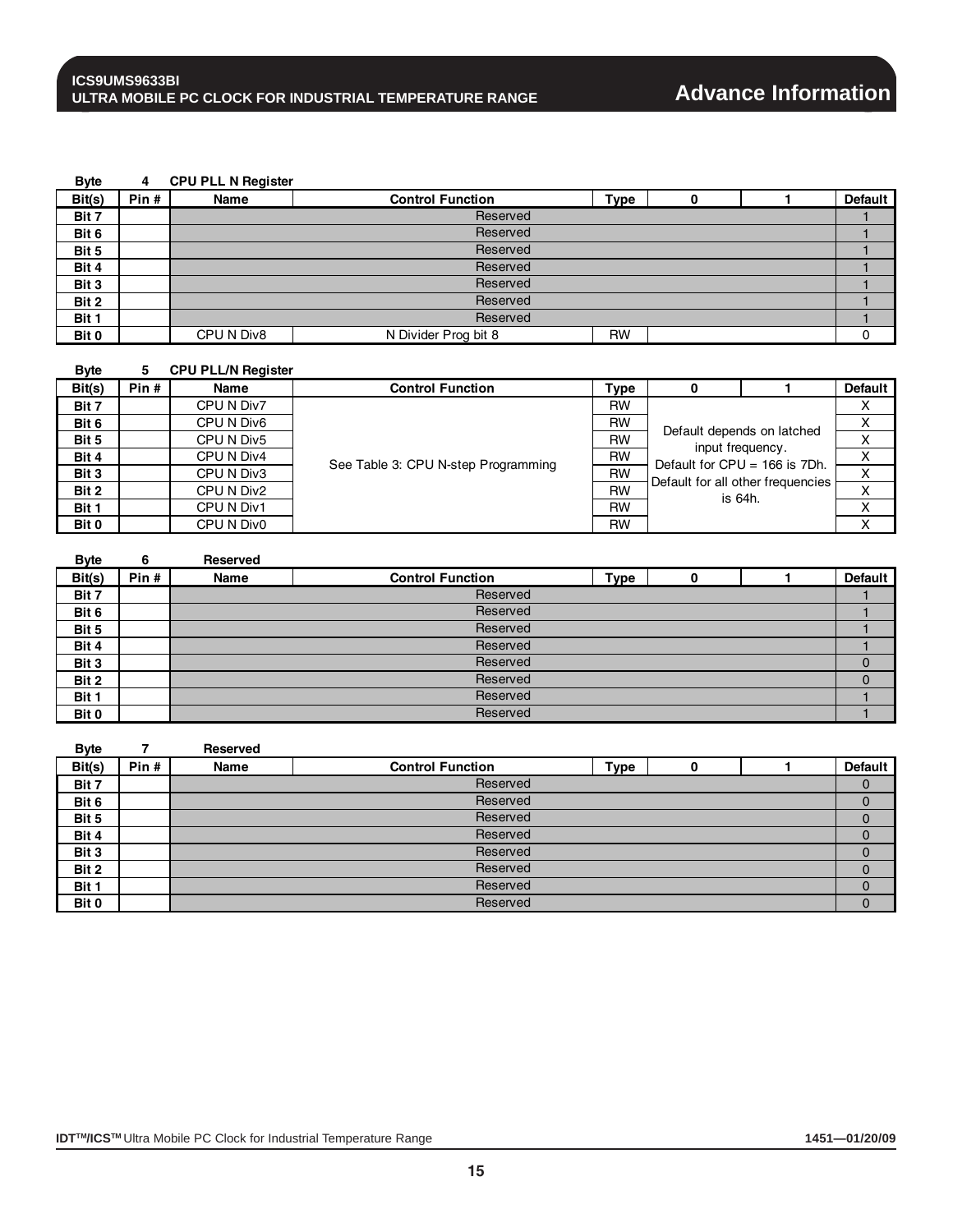**Byte 4 CPU PLL N Register**

| Bit(s) | Pin # | Name | Control Function | Type | 0 | 1 | Default |
|---|---|---|---|---|---|---|---|
| Bit 7 | | Reserved | | | | | 1 |
| Bit 6 | | Reserved | | | | | 1 |
| Bit 5 | | Reserved | | | | | 1 |
| Bit 4 | | Reserved | | | | | 1 |
| Bit 3 | | Reserved | | | | | 1 |
| Bit 2 | | Reserved | | | | | 1 |
| Bit 1 | | Reserved | | | | | 1 |
| Bit 0 | | CPU N Div8 | N Divider Prog bit 8 | RW | | | 0 |

**Byte 5 CPU PLL/N Register**

| Bit(s) | Pin # | Name | Control Function | Type | 0 | 1 | Default |
|---|---|---|---|---|---|---|---|
| Bit 7 | | CPU N Div7 | See Table 3: CPU N-step Programming | RW | Default depends on latched input frequency. Default for CPU = 166 is 7Dh. Default for all other frequencies is 64h. | | X |
| Bit 6 | | CPU N Div6 | | RW | | | X |
| Bit 5 | | CPU N Div5 | | RW | | | X |
| Bit 4 | | CPU N Div4 | | RW | | | X |
| Bit 3 | | CPU N Div3 | | RW | | | X |
| Bit 2 | | CPU N Div2 | | RW | | | X |
| Bit 1 | | CPU N Div1 | | RW | | | X |
| Bit 0 | | CPU N Div0 | | RW | | | X |

**Byte 6 Reserved**

| Bit(s) | Pin # | Name | Control Function | Type | 0 | 1 | Default |
|---|---|---|---|---|---|---|---|
| Bit 7 | | Reserved | | | | | 1 |
| Bit 6 | | Reserved | | | | | 1 |
| Bit 5 | | Reserved | | | | | 1 |
| Bit 4 | | Reserved | | | | | 1 |
| Bit 3 | | Reserved | | | | | 0 |
| Bit 2 | | Reserved | | | | | 0 |
| Bit 1 | | Reserved | | | | | 1 |
| Bit 0 | | Reserved | | | | | 1 |

**Byte 7 Reserved**

| Bit(s) | Pin # | Name | Control Function | Type | 0 | 1 | Default |
|---|---|---|---|---|---|---|---|
| Bit 7 | | Reserved | | | | | 0 |
| Bit 6 | | Reserved | | | | | 0 |
| Bit 5 | | Reserved | | | | | 0 |
| Bit 4 | | Reserved | | | | | 0 |
| Bit 3 | | Reserved | | | | | 0 |
| Bit 2 | | Reserved | | | | | 0 |
| Bit 1 | | Reserved | | | | | 0 |
| Bit 0 | | Reserved | | | | | 0 |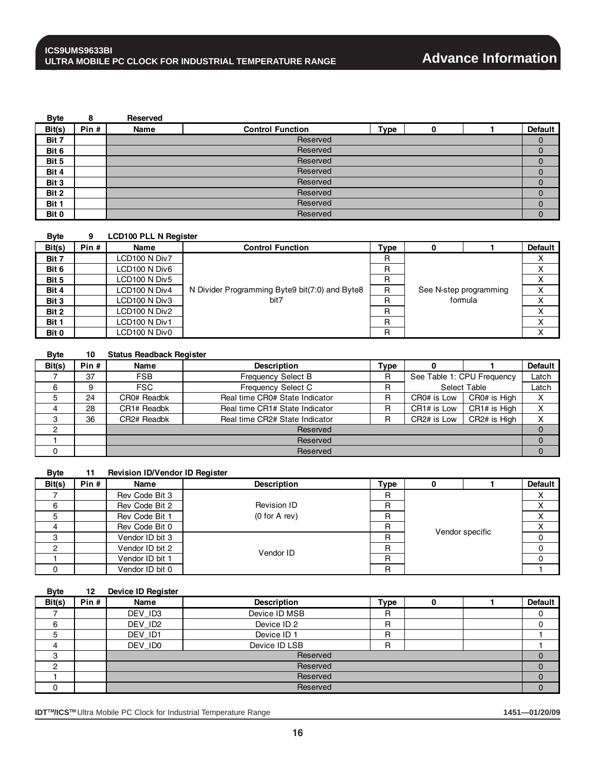**Byte 8 Reserved**

| Bit(s) | Pin # | Name | Control Function | Type | 0 | 1 | Default |
|---|---|---|---|---|---|---|---|
| Bit 7 | | Reserved | | | | | 0 |
| Bit 6 | | Reserved | | | | | 0 |
| Bit 5 | | Reserved | | | | | 0 |
| Bit 4 | | Reserved | | | | | 0 |
| Bit 3 | | Reserved | | | | | 0 |
| Bit 2 | | Reserved | | | | | 0 |
| Bit 1 | | Reserved | | | | | 0 |
| Bit 0 | | Reserved | | | | | 0 |

**Byte 9 LCD100 PLL N Register**

| Bit(s) | Pin # | Name | Control Function | Type | 0 | 1 | Default |
|---|---|---|---|---|---|---|---|
| Bit 7 | | LCD100 N Div7 | N Divider Programming Byte9 bit(7:0) and Byte8 bit7 | R | See N-step programming formula | | X |
| Bit 6 | | LCD100 N Div6 | | R | | | X |
| Bit 5 | | LCD100 N Div5 | | R | | | X |
| Bit 4 | | LCD100 N Div4 | | R | | | X |
| Bit 3 | | LCD100 N Div3 | | R | | | X |
| Bit 2 | | LCD100 N Div2 | | R | | | X |
| Bit 1 | | LCD100 N Div1 | | R | | | X |
| Bit 0 | | LCD100 N Div0 | | R | | | X |

**Byte 10 Status Readback Register**

| Bit(s) | Pin # | Name | Description | Type | 0 | 1 | Default |
|---|---|---|---|---|---|---|---|
| 7 | 37 | FSB | Frequency Select B | R | See Table 1: CPU Frequency Select Table | | Latch |
| 6 | 9 | FSC | Frequency Select C | R | | | Latch |
| 5 | 24 | CR0# Readbk | Real time CR0# State Indicator | R | CR0# is Low | CR0# is High | X |
| 4 | 28 | CR1# Readbk | Real time CR1# State Indicator | R | CR1# is Low | CR1# is High | X |
| 3 | 36 | CR2# Readbk | Real time CR2# State Indicator | R | CR2# is Low | CR2# is High | X |
| 2 | | Reserved | | | | | 0 |
| 1 | | Reserved | | | | | 0 |
| 0 | | Reserved | | | | | 0 |

**Byte 11 Revision ID/Vendor ID Register**

| Bit(s) | Pin # | Name | Description | Type | 0 | 1 | Default |
|---|---|---|---|---|---|---|---|
| 7 | | Rev Code Bit 3 | Revision ID (0 for A rev) | R | Vendor specific | | X |
| 6 | | Rev Code Bit 2 | | R | | | X |
| 5 | | Rev Code Bit 1 | | R | | | X |
| 4 | | Rev Code Bit 0 | | R | | | X |
| 3 | | Vendor ID bit 3 | Vendor ID | R | | | 0 |
| 2 | | Vendor ID bit 2 | | R | | | 0 |
| 1 | | Vendor ID bit 1 | | R | | | 0 |
| 0 | | Vendor ID bit 0 | | R | | | 1 |

**Byte 12 Device ID Register**

| Bit(s) | Pin # | Name | Description | Type | 0 | 1 | Default |
|---|---|---|---|---|---|---|---|
| 7 | | DEV_ID3 | Device ID MSB | R | | | 0 |
| 6 | | DEV_ID2 | Device ID 2 | R | | | 0 |
| 5 | | DEV_ID1 | Device ID 1 | R | | | 1 |
| 4 | | DEV_ID0 | Device ID LSB | R | | | 1 |
| 3 | | Reserved | | | | | 0 |
| 2 | | Reserved | | | | | 0 |
| 1 | | Reserved | | | | | 0 |
| 0 | | Reserved | | | | | 0 |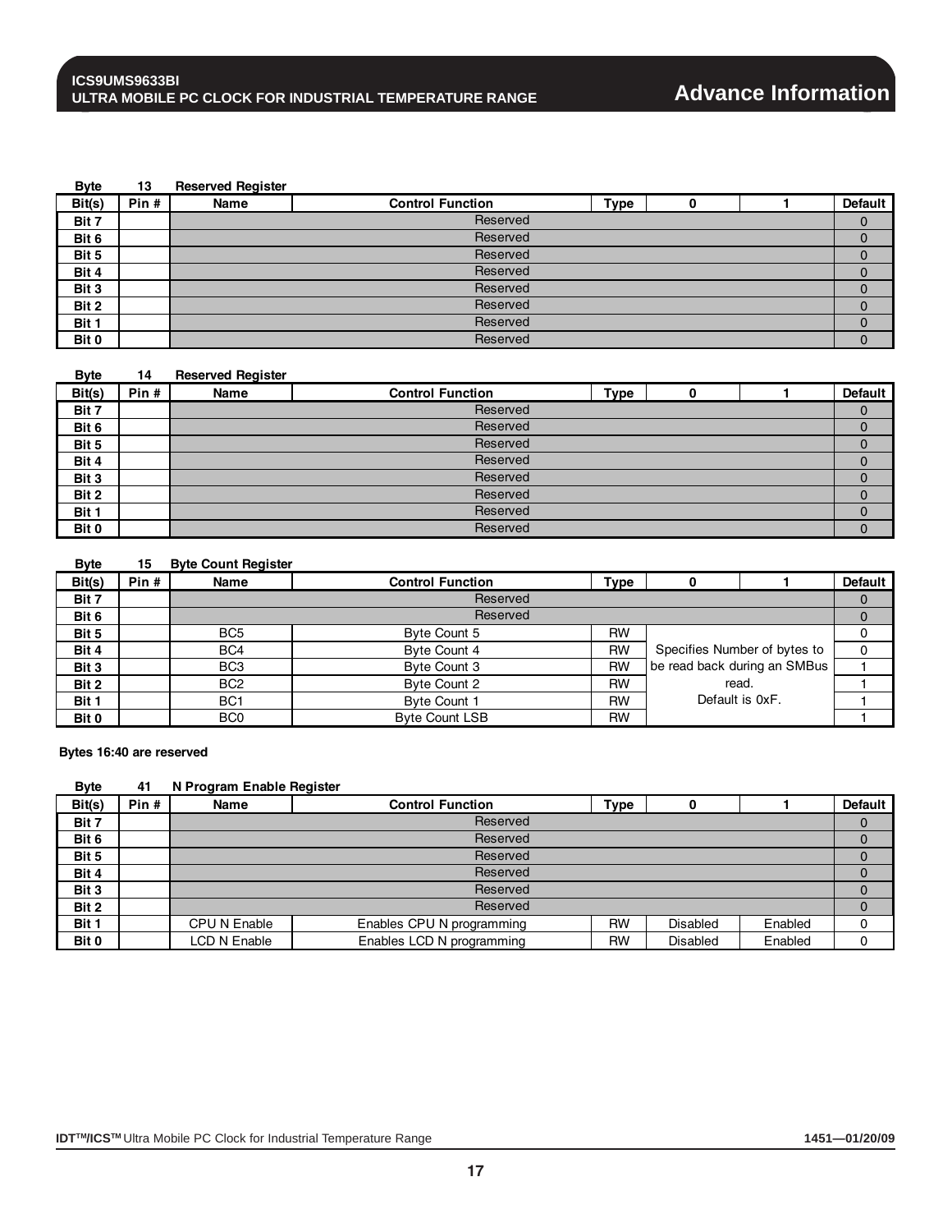**Byte 13 Reserved Register**

| Bit(s) | Pin # | Name | Control Function | Type | 0 | 1 | Default |
|---|---|---|---|---|---|---|---|
| Bit 7 | | Reserved | | | | | 0 |
| Bit 6 | | Reserved | | | | | 0 |
| Bit 5 | | Reserved | | | | | 0 |
| Bit 4 | | Reserved | | | | | 0 |
| Bit 3 | | Reserved | | | | | 0 |
| Bit 2 | | Reserved | | | | | 0 |
| Bit 1 | | Reserved | | | | | 0 |
| Bit 0 | | Reserved | | | | | 0 |

**Byte 14 Reserved Register**

| Bit(s) | Pin # | Name | Control Function | Type | 0 | 1 | Default |
|---|---|---|---|---|---|---|---|
| Bit 7 | | Reserved | | | | | 0 |
| Bit 6 | | Reserved | | | | | 0 |
| Bit 5 | | Reserved | | | | | 0 |
| Bit 4 | | Reserved | | | | | 0 |
| Bit 3 | | Reserved | | | | | 0 |
| Bit 2 | | Reserved | | | | | 0 |
| Bit 1 | | Reserved | | | | | 0 |
| Bit 0 | | Reserved | | | | | 0 |

**Byte 15 Byte Count Register**

| Bit(s) | Pin # | Name | Control Function | Type | 0 | 1 | Default |
|---|---|---|---|---|---|---|---|
| Bit 7 | | Reserved | | | | | 0 |
| Bit 6 | | Reserved | | | | | 0 |
| Bit 5 | | BC5 | Byte Count 5 | RW | Specifies Number of bytes to be read back during an SMBus read. Default is 0xF. | | 0 |
| Bit 4 | | BC4 | Byte Count 4 | RW | | | 0 |
| Bit 3 | | BC3 | Byte Count 3 | RW | | | 1 |
| Bit 2 | | BC2 | Byte Count 2 | RW | | | 1 |
| Bit 1 | | BC1 | Byte Count 1 | RW | | | 1 |
| Bit 0 | | BC0 | Byte Count LSB | RW | | | 1 |

**Bytes 16:40 are reserved**

**Byte 41 N Program Enable Register**

| Bit(s) | Pin # | Name | Control Function | Type | 0 | 1 | Default |
|---|---|---|---|---|---|---|---|
| Bit 7 | | Reserved | | | | | 0 |
| Bit 6 | | Reserved | | | | | 0 |
| Bit 5 | | Reserved | | | | | 0 |
| Bit 4 | | Reserved | | | | | 0 |
| Bit 3 | | Reserved | | | | | 0 |
| Bit 2 | | Reserved | | | | | 0 |
| Bit 1 | | CPU N Enable | Enables CPU N programming | RW | Disabled | Enabled | 0 |
| Bit 0 | | LCD N Enable | Enables LCD N programming | RW | Disabled | Enabled | 0 |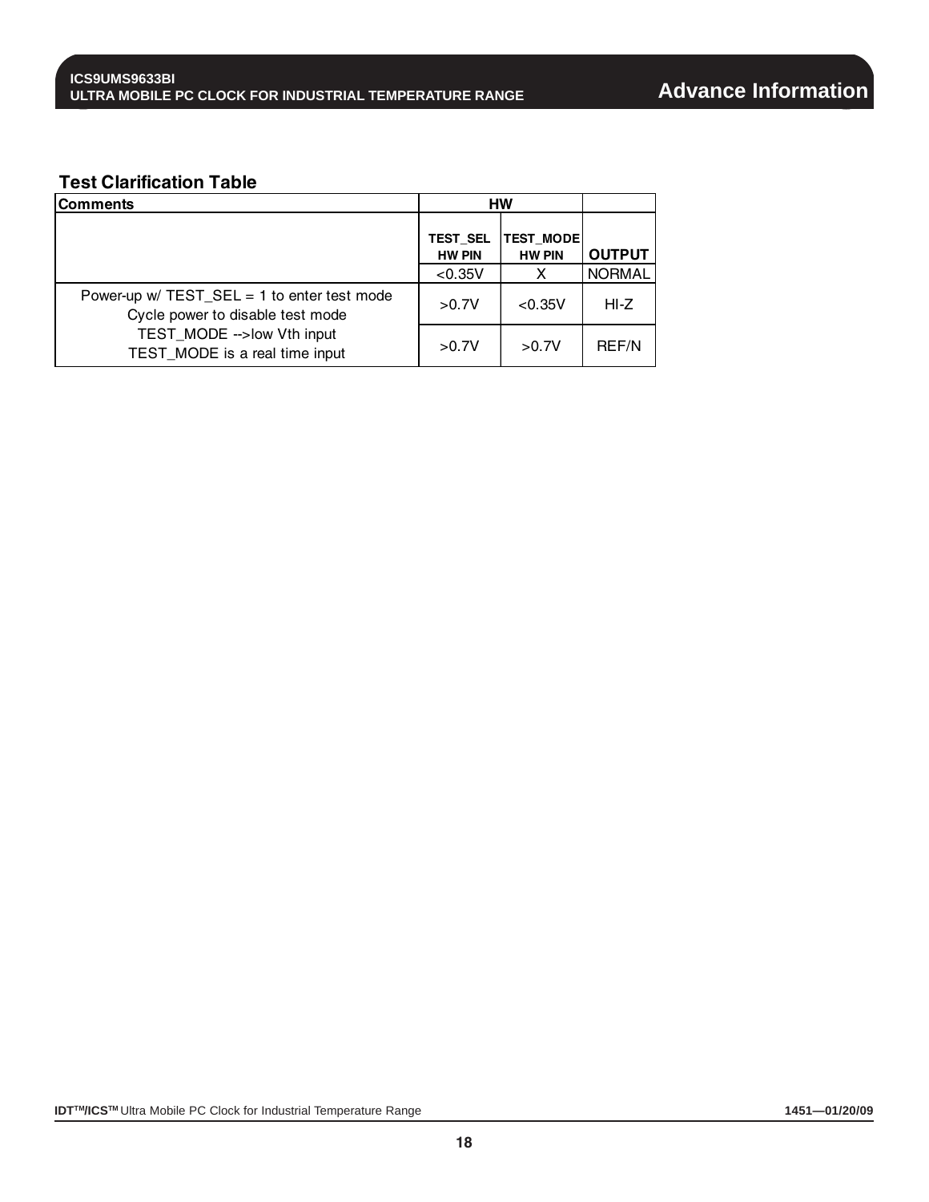### Test Clarification Table

| Comments | HW | | |
|---|---|---|---|
| | TEST_SEL HW PIN | TEST_MODE HW PIN | OUTPUT |
| | <0.35V | X | NORMAL |
| Power-up w/ TEST_SEL = 1 to enter test mode<br>Cycle power to disable test mode | >0.7V | <0.35V | HI-Z |
| TEST_MODE -->low Vth input<br>TEST_MODE is a real time input | >0.7V | >0.7V | REF/N |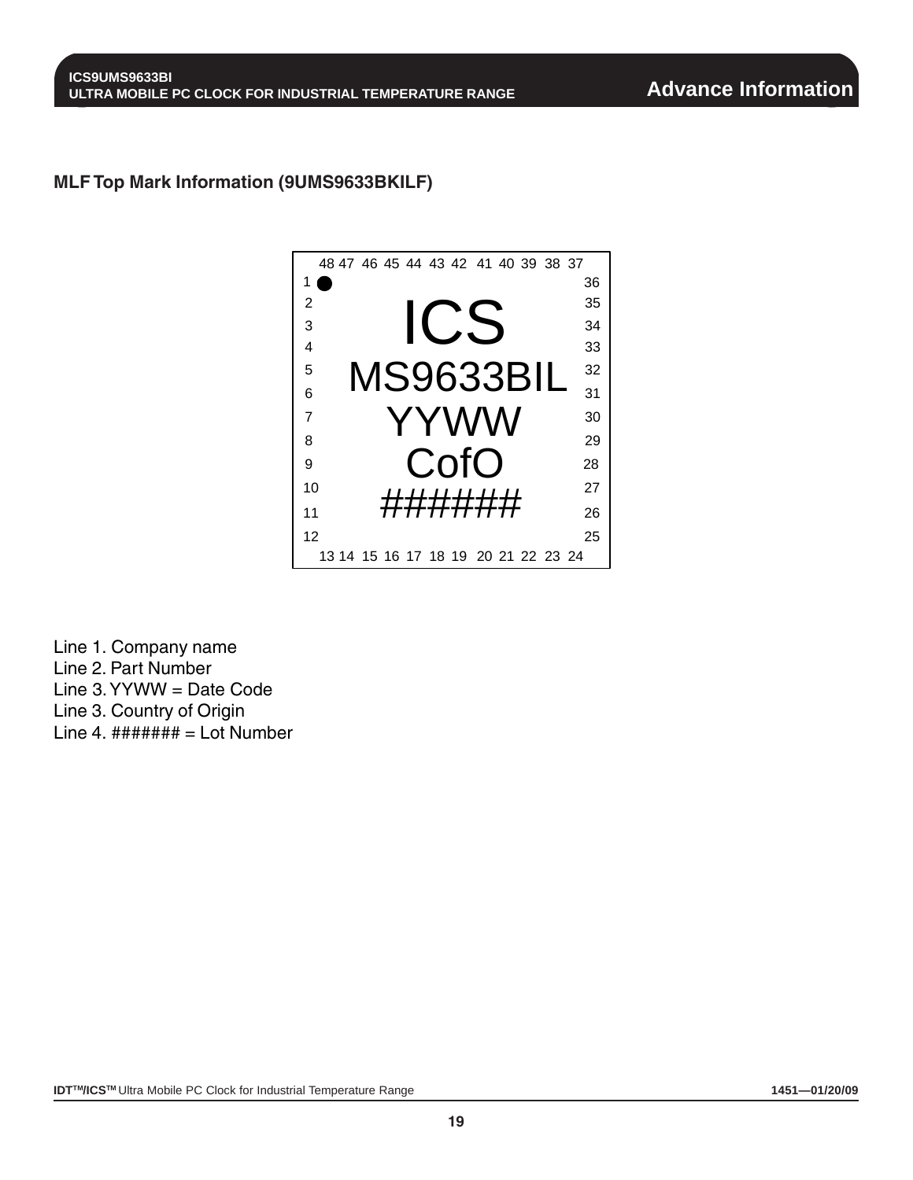## MLF Top Mark Information (9UMS9633BKILF)

```
   48 47 46 45 44 43 42 41 40 39 38 37
1  ●                                    36
2               ICS                     35
3                                       34
4                                       33
5           MS9633BIL                   32
6                                       31
7             YYWW                      30
8                                       29
9             CofO                      28
10                                      27
11           ######                     26
12                                      25
   13 14 15 16 17 18 19 20 21 22 23 24
```

Line 1. Company name
Line 2. Part Number
Line 3. YYWW = Date Code
Line 3. Country of Origin
Line 4. ####### = Lot Number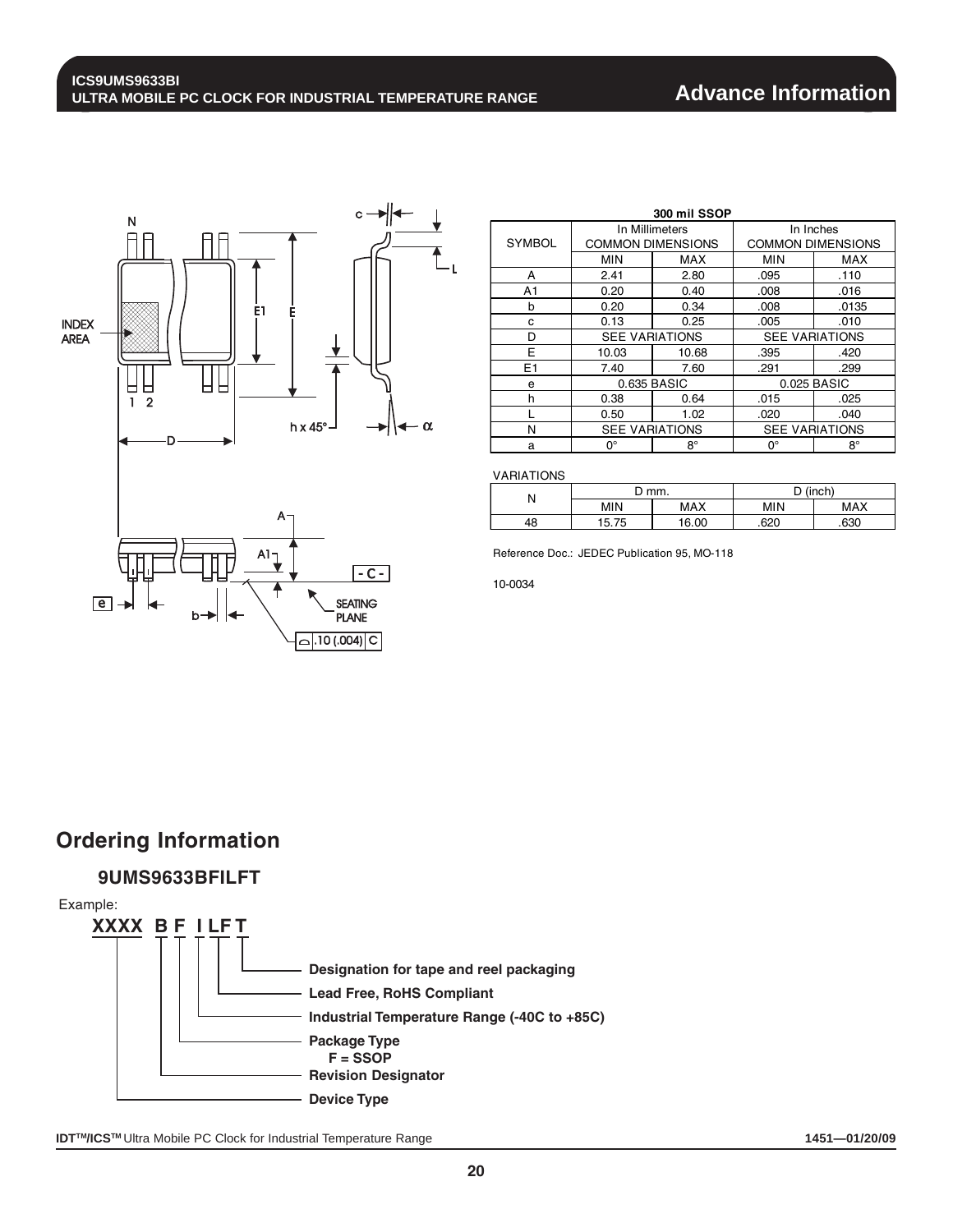**300 mil SSOP**

| SYMBOL | In Millimeters COMMON DIMENSIONS | | In Inches COMMON DIMENSIONS | |
|---|---|---|---|---|
| | MIN | MAX | MIN | MAX |
| A | 2.41 | 2.80 | .095 | .110 |
| A1 | 0.20 | 0.40 | .008 | .016 |
| b | 0.20 | 0.34 | .008 | .0135 |
| c | 0.13 | 0.25 | .005 | .010 |
| D | SEE VARIATIONS | | SEE VARIATIONS | |
| E | 10.03 | 10.68 | .395 | .420 |
| E1 | 7.40 | 7.60 | .291 | .299 |
| e | 0.635 BASIC | | 0.025 BASIC | |
| h | 0.38 | 0.64 | .015 | .025 |
| L | 0.50 | 1.02 | .020 | .040 |
| N | SEE VARIATIONS | | SEE VARIATIONS | |
| a | 0° | 8° | 0° | 8° |

VARIATIONS

| N | D mm. | | D (inch) | |
|---|---|---|---|---|
| | MIN | MAX | MIN | MAX |
| 48 | 15.75 | 16.00 | .620 | .630 |

Reference Doc.: JEDEC Publication 95, MO-118

10-0034

## Ordering Information

### 9UMS9633BFILFT

Example:

**XXXX B F I LF T**

- **T** – **Designation for tape and reel packaging**
- **LF** – **Lead Free, RoHS Compliant**
- **I** – **Industrial Temperature Range (-40C to +85C)**
- **F** – **Package Type**
  **F = SSOP**
- **B** – **Revision Designator**
- **XXXX** – **Device Type**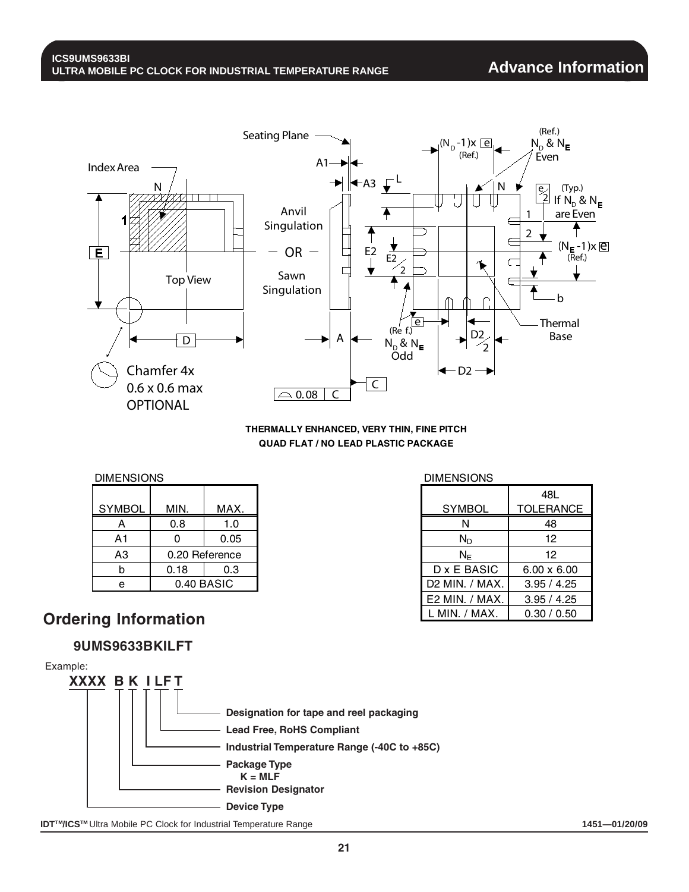**THERMALLY ENHANCED, VERY THIN, FINE PITCH QUAD FLAT / NO LEAD PLASTIC PACKAGE**

DIMENSIONS

| SYMBOL | MIN. | MAX. |
|---|---|---|
| A | 0.8 | 1.0 |
| A1 | 0 | 0.05 |
| A3 | 0.20 Reference | |
| b | 0.18 | 0.3 |
| e | 0.40 BASIC | |

DIMENSIONS

| SYMBOL | 48L TOLERANCE |
|---|---|
| N | 48 |
| $N_D$ | 12 |
| $N_E$ | 12 |
| D x E BASIC | 6.00 x 6.00 |
| D2 MIN. / MAX. | 3.95 / 4.25 |
| E2 MIN. / MAX. | 3.95 / 4.25 |
| L MIN. / MAX. | 0.30 / 0.50 |

## Ordering Information

### 9UMS9633BKILFT

Example:

**XXXX B K I LF T**

- **T** – Designation for tape and reel packaging
- **LF** – Lead Free, RoHS Compliant
- **I** – Industrial Temperature Range (-40C to +85C)
- **K** – Package Type: K = MLF
- **B** – Revision Designator
- **XXXX** – Device Type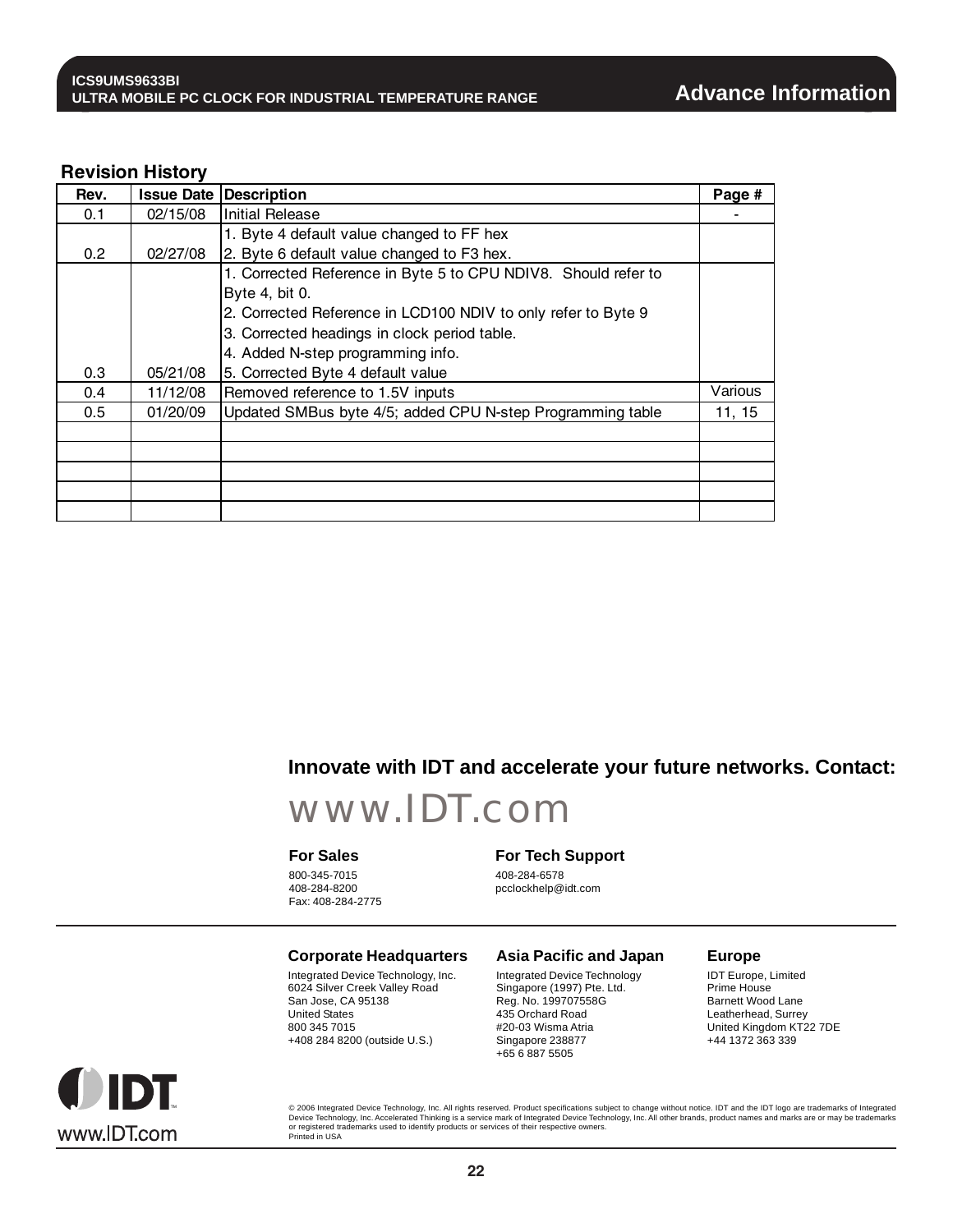## Revision History

| Rev. | Issue Date | Description | Page # |
|---|---|---|---|
| 0.1 | 02/15/08 | Initial Release | - |
| 0.2 | 02/27/08 | 1. Byte 4 default value changed to FF hex<br>2. Byte 6 default value changed to F3 hex. | |
| 0.3 | 05/21/08 | 1. Corrected Reference in Byte 5 to CPU NDIV8. Should refer to Byte 4, bit 0.<br>2. Corrected Reference in LCD100 NDIV to only refer to Byte 9<br>3. Corrected headings in clock period table.<br>4. Added N-step programming info.<br>5. Corrected Byte 4 default value | |
| 0.4 | 11/12/08 | Removed reference to 1.5V inputs | Various |
| 0.5 | 01/20/09 | Updated SMBus byte 4/5; added CPU N-step Programming table | 11, 15 |
| | | | |
| | | | |
| | | | |
| | | | |
| | | | |

**Innovate with IDT and accelerate your future networks. Contact:**

www.IDT.com

**For Sales**

800-345-7015
408-284-8200
Fax: 408-284-2775

**For Tech Support**

408-284-6578
pcclockhelp@idt.com

**Corporate Headquarters**

Integrated Device Technology, Inc.
6024 Silver Creek Valley Road
San Jose, CA 95138
United States
800 345 7015
+408 284 8200 (outside U.S.)

**Asia Pacific and Japan**

Integrated Device Technology
Singapore (1997) Pte. Ltd.
Reg. No. 199707558G
435 Orchard Road
#20-03 Wisma Atria
Singapore 238877
+65 6 887 5505

**Europe**

IDT Europe, Limited
Prime House
Barnett Wood Lane
Leatherhead, Surrey
United Kingdom KT22 7DE
+44 1372 363 339

IDT™
www.IDT.com

© 2006 Integrated Device Technology, Inc. All rights reserved. Product specifications subject to change without notice. IDT and the IDT logo are trademarks of Integrated Device Technology, Inc. Accelerated Thinking is a service mark of Integrated Device Technology, Inc. All other brands, product names and marks are or may be trademarks or registered trademarks used to identify products or services of their respective owners.
Printed in USA